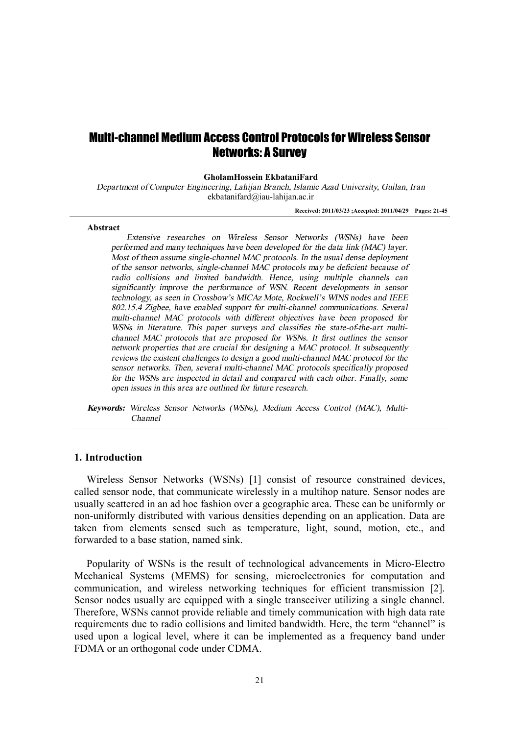# Multi-channel Medium Access Control Protocols for Wireless Sensor Networks: A Survey

**GholamHossein EkbataniFard**

*Department of Computer Engineering, Lahijan Branch, Islamic Azad University, Guilan, Iran*
ekbatanifard@iau-lahijan.ac.ir

**Received: 2011/03/23 ;Accepted: 2011/04/29 Pages: 21-45**

**Abstract**

*Extensive researches on Wireless Sensor Networks (WSNs) have been performed and many techniques have been developed for the data link (MAC) layer. Most of them assume single-channel MAC protocols. In the usual dense deployment of the sensor networks, single-channel MAC protocols may be deficient because of radio collisions and limited bandwidth. Hence, using multiple channels can significantly improve the performance of WSN. Recent developments in sensor technology, as seen in Crossbow's MICAz Mote, Rockwell's WINS nodes and IEEE 802.15.4 Zigbee, have enabled support for multi-channel communications. Several multi-channel MAC protocols with different objectives have been proposed for WSNs in literature. This paper surveys and classifies the state-of-the-art multi-channel MAC protocols that are proposed for WSNs. It first outlines the sensor network properties that are crucial for designing a MAC protocol. It subsequently reviews the existent challenges to design a good multi-channel MAC protocol for the sensor networks. Then, several multi-channel MAC protocols specifically proposed for the WSNs are inspected in detail and compared with each other. Finally, some open issues in this area are outlined for future research.*

***Keywords:*** *Wireless Sensor Networks (WSNs), Medium Access Control (MAC), Multi-Channel*

## 1. Introduction

Wireless Sensor Networks (WSNs) [1] consist of resource constrained devices, called sensor node, that communicate wirelessly in a multihop nature. Sensor nodes are usually scattered in an ad hoc fashion over a geographic area. These can be uniformly or non-uniformly distributed with various densities depending on an application. Data are taken from elements sensed such as temperature, light, sound, motion, etc., and forwarded to a base station, named sink.

Popularity of WSNs is the result of technological advancements in Micro-Electro Mechanical Systems (MEMS) for sensing, microelectronics for computation and communication, and wireless networking techniques for efficient transmission [2]. Sensor nodes usually are equipped with a single transceiver utilizing a single channel. Therefore, WSNs cannot provide reliable and timely communication with high data rate requirements due to radio collisions and limited bandwidth. Here, the term "channel" is used upon a logical level, where it can be implemented as a frequency band under FDMA or an orthogonal code under CDMA.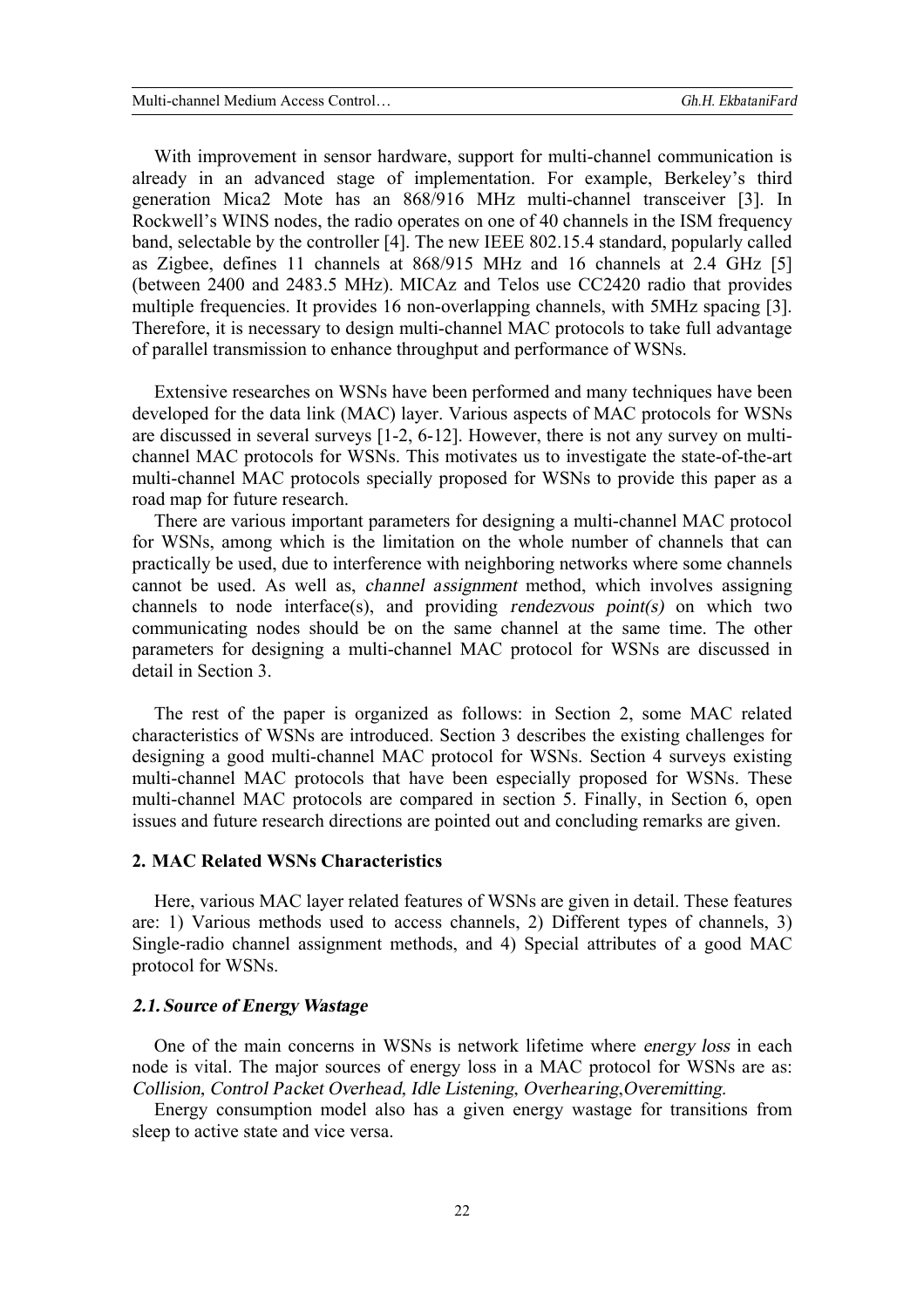With improvement in sensor hardware, support for multi-channel communication is already in an advanced stage of implementation. For example, Berkeley's third generation Mica2 Mote has an 868/916 MHz multi-channel transceiver [3]. In Rockwell's WINS nodes, the radio operates on one of 40 channels in the ISM frequency band, selectable by the controller [4]. The new IEEE 802.15.4 standard, popularly called as Zigbee, defines 11 channels at 868/915 MHz and 16 channels at 2.4 GHz [5] (between 2400 and 2483.5 MHz). MICAz and Telos use CC2420 radio that provides multiple frequencies. It provides 16 non-overlapping channels, with 5MHz spacing [3]. Therefore, it is necessary to design multi-channel MAC protocols to take full advantage of parallel transmission to enhance throughput and performance of WSNs.

Extensive researches on WSNs have been performed and many techniques have been developed for the data link (MAC) layer. Various aspects of MAC protocols for WSNs are discussed in several surveys [1-2, 6-12]. However, there is not any survey on multi-channel MAC protocols for WSNs. This motivates us to investigate the state-of-the-art multi-channel MAC protocols specially proposed for WSNs to provide this paper as a road map for future research.

There are various important parameters for designing a multi-channel MAC protocol for WSNs, among which is the limitation on the whole number of channels that can practically be used, due to interference with neighboring networks where some channels cannot be used. As well as, *channel assignment* method, which involves assigning channels to node interface(s), and providing *rendezvous point(s)* on which two communicating nodes should be on the same channel at the same time. The other parameters for designing a multi-channel MAC protocol for WSNs are discussed in detail in Section 3.

The rest of the paper is organized as follows: in Section 2, some MAC related characteristics of WSNs are introduced. Section 3 describes the existing challenges for designing a good multi-channel MAC protocol for WSNs. Section 4 surveys existing multi-channel MAC protocols that have been especially proposed for WSNs. These multi-channel MAC protocols are compared in section 5. Finally, in Section 6, open issues and future research directions are pointed out and concluding remarks are given.

## 2. MAC Related WSNs Characteristics

Here, various MAC layer related features of WSNs are given in detail. These features are: 1) Various methods used to access channels, 2) Different types of channels, 3) Single-radio channel assignment methods, and 4) Special attributes of a good MAC protocol for WSNs.

### *2.1. Source of Energy Wastage*

One of the main concerns in WSNs is network lifetime where *energy loss* in each node is vital. The major sources of energy loss in a MAC protocol for WSNs are as: *Collision*, *Control Packet Overhead*, *Idle Listening*, *Overhearing*,*Overemitting*.

Energy consumption model also has a given energy wastage for transitions from sleep to active state and vice versa.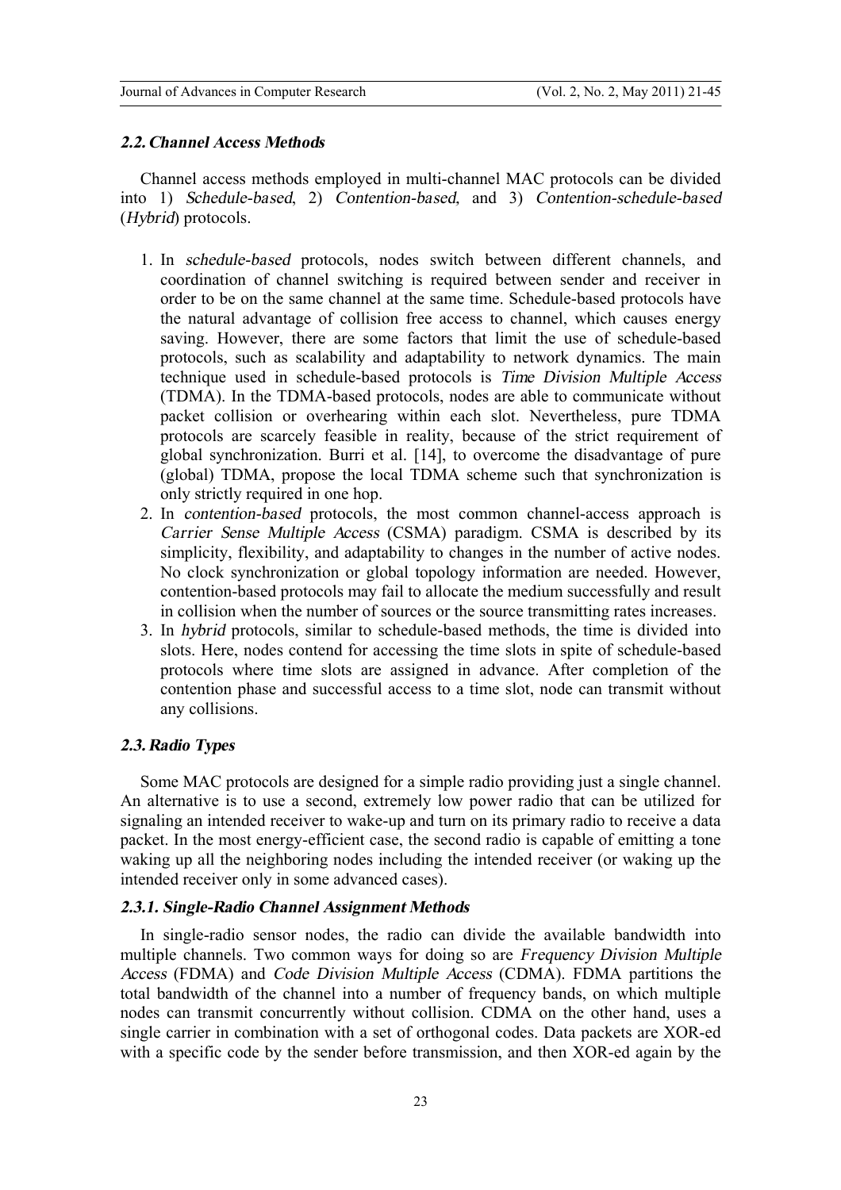### *2.2. Channel Access Methods*

Channel access methods employed in multi-channel MAC protocols can be divided into 1) *Schedule-based*, 2) *Contention-based*, and 3) *Contention-schedule-based* (*Hybrid*) protocols.

1. In *schedule-based* protocols, nodes switch between different channels, and coordination of channel switching is required between sender and receiver in order to be on the same channel at the same time. Schedule-based protocols have the natural advantage of collision free access to channel, which causes energy saving. However, there are some factors that limit the use of schedule-based protocols, such as scalability and adaptability to network dynamics. The main technique used in schedule-based protocols is *Time Division Multiple Access* (TDMA). In the TDMA-based protocols, nodes are able to communicate without packet collision or overhearing within each slot. Nevertheless, pure TDMA protocols are scarcely feasible in reality, because of the strict requirement of global synchronization. Burri et al. [14], to overcome the disadvantage of pure (global) TDMA, propose the local TDMA scheme such that synchronization is only strictly required in one hop.
2. In *contention-based* protocols, the most common channel-access approach is *Carrier Sense Multiple Access* (CSMA) paradigm. CSMA is described by its simplicity, flexibility, and adaptability to changes in the number of active nodes. No clock synchronization or global topology information are needed. However, contention-based protocols may fail to allocate the medium successfully and result in collision when the number of sources or the source transmitting rates increases.
3. In *hybrid* protocols, similar to schedule-based methods, the time is divided into slots. Here, nodes contend for accessing the time slots in spite of schedule-based protocols where time slots are assigned in advance. After completion of the contention phase and successful access to a time slot, node can transmit without any collisions.

### *2.3. Radio Types*

Some MAC protocols are designed for a simple radio providing just a single channel. An alternative is to use a second, extremely low power radio that can be utilized for signaling an intended receiver to wake-up and turn on its primary radio to receive a data packet. In the most energy-efficient case, the second radio is capable of emitting a tone waking up all the neighboring nodes including the intended receiver (or waking up the intended receiver only in some advanced cases).

#### *2.3.1. Single-Radio Channel Assignment Methods*

In single-radio sensor nodes, the radio can divide the available bandwidth into multiple channels. Two common ways for doing so are *Frequency Division Multiple Access* (FDMA) and *Code Division Multiple Access* (CDMA). FDMA partitions the total bandwidth of the channel into a number of frequency bands, on which multiple nodes can transmit concurrently without collision. CDMA on the other hand, uses a single carrier in combination with a set of orthogonal codes. Data packets are XOR-ed with a specific code by the sender before transmission, and then XOR-ed again by the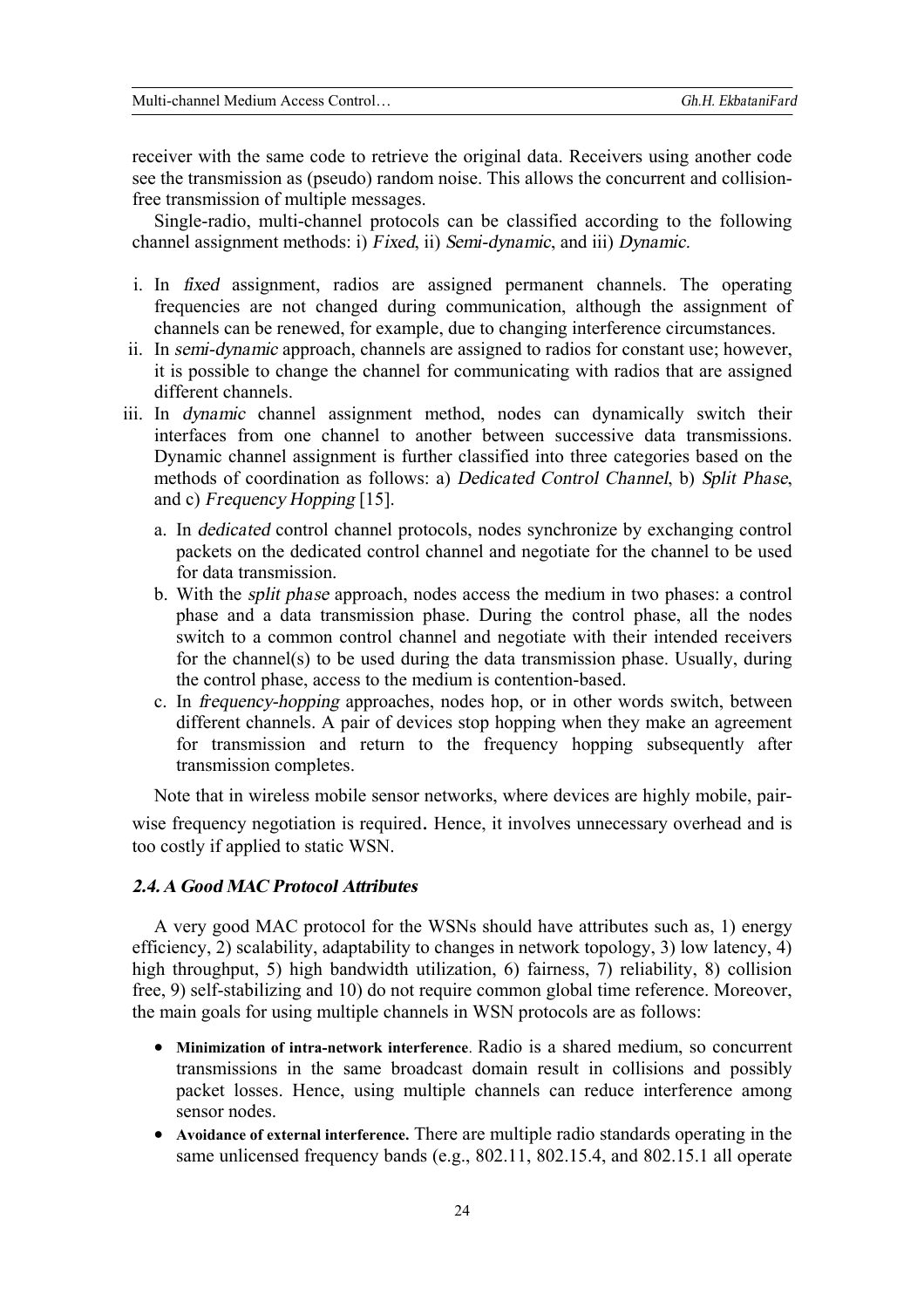receiver with the same code to retrieve the original data. Receivers using another code see the transmission as (pseudo) random noise. This allows the concurrent and collision-free transmission of multiple messages.

Single-radio, multi-channel protocols can be classified according to the following channel assignment methods: i) *Fixed*, ii) *Semi-dynamic*, and iii) *Dynamic*.

i. In *fixed* assignment, radios are assigned permanent channels. The operating frequencies are not changed during communication, although the assignment of channels can be renewed, for example, due to changing interference circumstances.
ii. In *semi-dynamic* approach, channels are assigned to radios for constant use; however, it is possible to change the channel for communicating with radios that are assigned different channels.
iii. In *dynamic* channel assignment method, nodes can dynamically switch their interfaces from one channel to another between successive data transmissions. Dynamic channel assignment is further classified into three categories based on the methods of coordination as follows: a) *Dedicated Control Channel*, b) *Split Phase*, and c) *Frequency Hopping* [15].
   a. In *dedicated* control channel protocols, nodes synchronize by exchanging control packets on the dedicated control channel and negotiate for the channel to be used for data transmission.
   b. With the *split phase* approach, nodes access the medium in two phases: a control phase and a data transmission phase. During the control phase, all the nodes switch to a common control channel and negotiate with their intended receivers for the channel(s) to be used during the data transmission phase. Usually, during the control phase, access to the medium is contention-based.
   c. In *frequency-hopping* approaches, nodes hop, or in other words switch, between different channels. A pair of devices stop hopping when they make an agreement for transmission and return to the frequency hopping subsequently after transmission completes.

Note that in wireless mobile sensor networks, where devices are highly mobile, pair-wise frequency negotiation is required. Hence, it involves unnecessary overhead and is too costly if applied to static WSN.

### *2.4. A Good MAC Protocol Attributes*

A very good MAC protocol for the WSNs should have attributes such as, 1) energy efficiency, 2) scalability, adaptability to changes in network topology, 3) low latency, 4) high throughput, 5) high bandwidth utilization, 6) fairness, 7) reliability, 8) collision free, 9) self-stabilizing and 10) do not require common global time reference. Moreover, the main goals for using multiple channels in WSN protocols are as follows:

- **Minimization of intra-network interference**. Radio is a shared medium, so concurrent transmissions in the same broadcast domain result in collisions and possibly packet losses. Hence, using multiple channels can reduce interference among sensor nodes.
- **Avoidance of external interference.** There are multiple radio standards operating in the same unlicensed frequency bands (e.g., 802.11, 802.15.4, and 802.15.1 all operate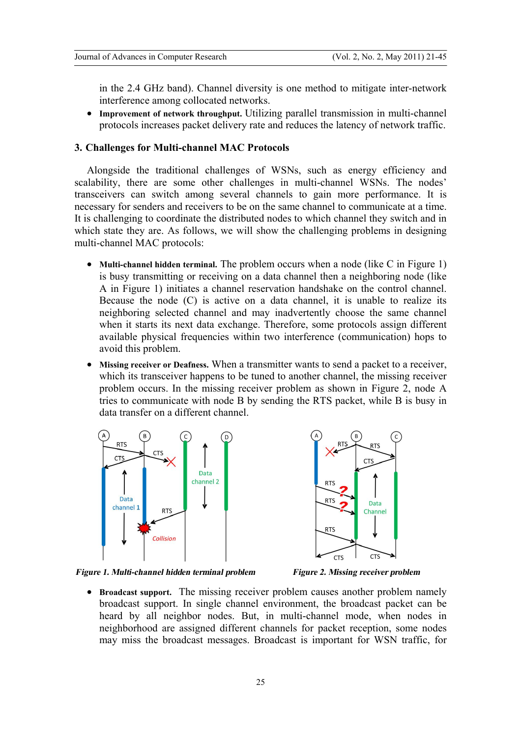in the 2.4 GHz band). Channel diversity is one method to mitigate inter-network interference among collocated networks.

- **Improvement of network throughput.** Utilizing parallel transmission in multi-channel protocols increases packet delivery rate and reduces the latency of network traffic.

### 3. Challenges for Multi-channel MAC Protocols

Alongside the traditional challenges of WSNs, such as energy efficiency and scalability, there are some other challenges in multi-channel WSNs. The nodes' transceivers can switch among several channels to gain more performance. It is necessary for senders and receivers to be on the same channel to communicate at a time. It is challenging to coordinate the distributed nodes to which channel they switch and in which state they are. As follows, we will show the challenging problems in designing multi-channel MAC protocols:

- **Multi-channel hidden terminal.** The problem occurs when a node (like C in Figure 1) is busy transmitting or receiving on a data channel then a neighboring node (like A in Figure 1) initiates a channel reservation handshake on the control channel. Because the node (C) is active on a data channel, it is unable to realize its neighboring selected channel and may inadvertently choose the same channel when it starts its next data exchange. Therefore, some protocols assign different available physical frequencies within two interference (communication) hops to avoid this problem.
- **Missing receiver or Deafness.** When a transmitter wants to send a packet to a receiver, which its transceiver happens to be tuned to another channel, the missing receiver problem occurs. In the missing receiver problem as shown in Figure 2, node A tries to communicate with node B by sending the RTS packet, while B is busy in data transfer on a different channel.

*Figure 1. Multi-channel hidden terminal problem*

*Figure 2. Missing receiver problem*

- **Broadcast support.** The missing receiver problem causes another problem namely broadcast support. In single channel environment, the broadcast packet can be heard by all neighbor nodes. But, in multi-channel mode, when nodes in neighborhood are assigned different channels for packet reception, some nodes may miss the broadcast messages. Broadcast is important for WSN traffic, for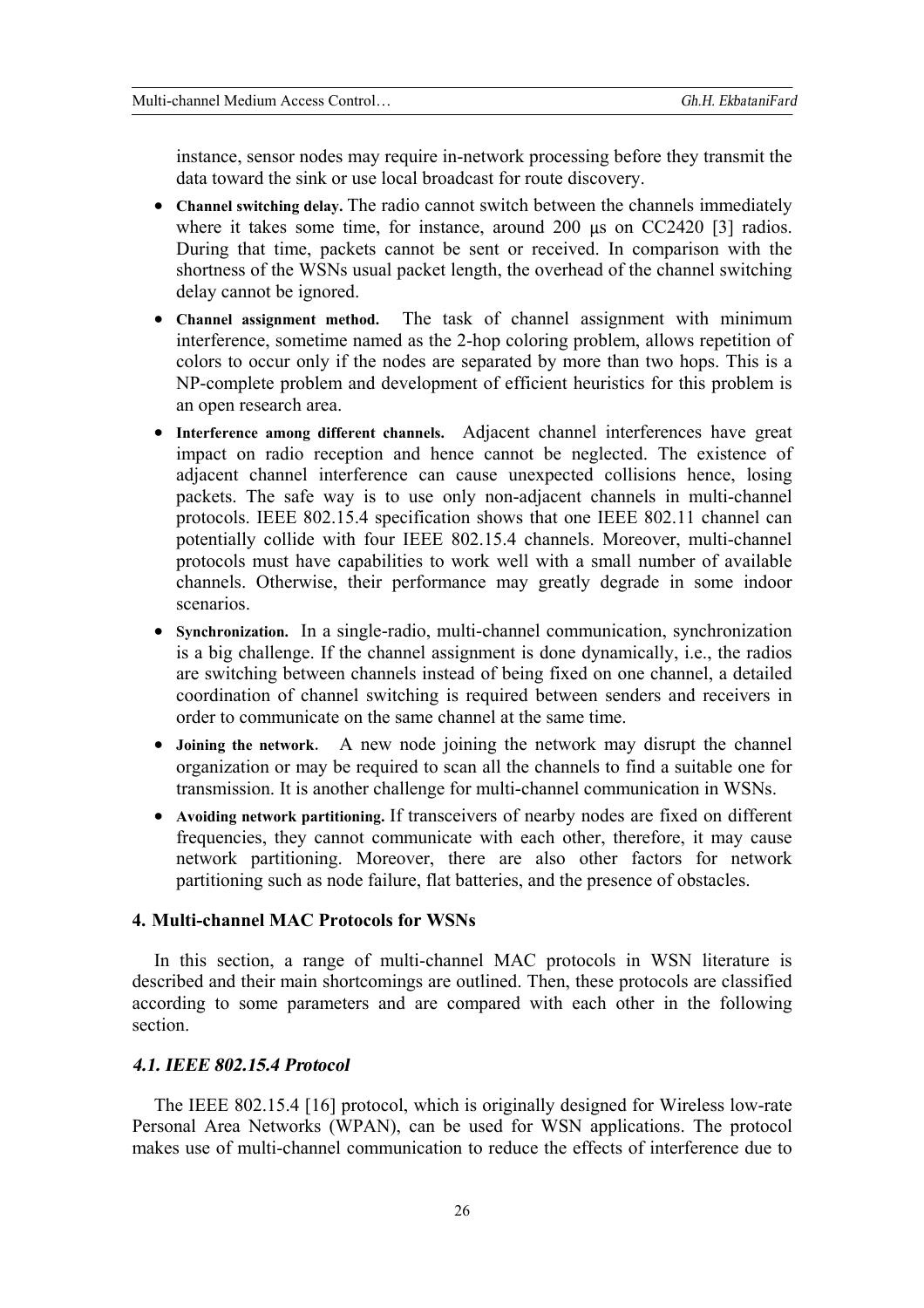instance, sensor nodes may require in-network processing before they transmit the data toward the sink or use local broadcast for route discovery.

- **Channel switching delay.** The radio cannot switch between the channels immediately where it takes some time, for instance, around 200 μs on CC2420 [3] radios. During that time, packets cannot be sent or received. In comparison with the shortness of the WSNs usual packet length, the overhead of the channel switching delay cannot be ignored.
- **Channel assignment method.** The task of channel assignment with minimum interference, sometime named as the 2-hop coloring problem, allows repetition of colors to occur only if the nodes are separated by more than two hops. This is a NP-complete problem and development of efficient heuristics for this problem is an open research area.
- **Interference among different channels.** Adjacent channel interferences have great impact on radio reception and hence cannot be neglected. The existence of adjacent channel interference can cause unexpected collisions hence, losing packets. The safe way is to use only non-adjacent channels in multi-channel protocols. IEEE 802.15.4 specification shows that one IEEE 802.11 channel can potentially collide with four IEEE 802.15.4 channels. Moreover, multi-channel protocols must have capabilities to work well with a small number of available channels. Otherwise, their performance may greatly degrade in some indoor scenarios.
- **Synchronization.** In a single-radio, multi-channel communication, synchronization is a big challenge. If the channel assignment is done dynamically, i.e., the radios are switching between channels instead of being fixed on one channel, a detailed coordination of channel switching is required between senders and receivers in order to communicate on the same channel at the same time.
- **Joining the network.** A new node joining the network may disrupt the channel organization or may be required to scan all the channels to find a suitable one for transmission. It is another challenge for multi-channel communication in WSNs.
- **Avoiding network partitioning.** If transceivers of nearby nodes are fixed on different frequencies, they cannot communicate with each other, therefore, it may cause network partitioning. Moreover, there are also other factors for network partitioning such as node failure, flat batteries, and the presence of obstacles.

## 4. Multi-channel MAC Protocols for WSNs

In this section, a range of multi-channel MAC protocols in WSN literature is described and their main shortcomings are outlined. Then, these protocols are classified according to some parameters and are compared with each other in the following section.

### *4.1. IEEE 802.15.4 Protocol*

The IEEE 802.15.4 [16] protocol, which is originally designed for Wireless low-rate Personal Area Networks (WPAN), can be used for WSN applications. The protocol makes use of multi-channel communication to reduce the effects of interference due to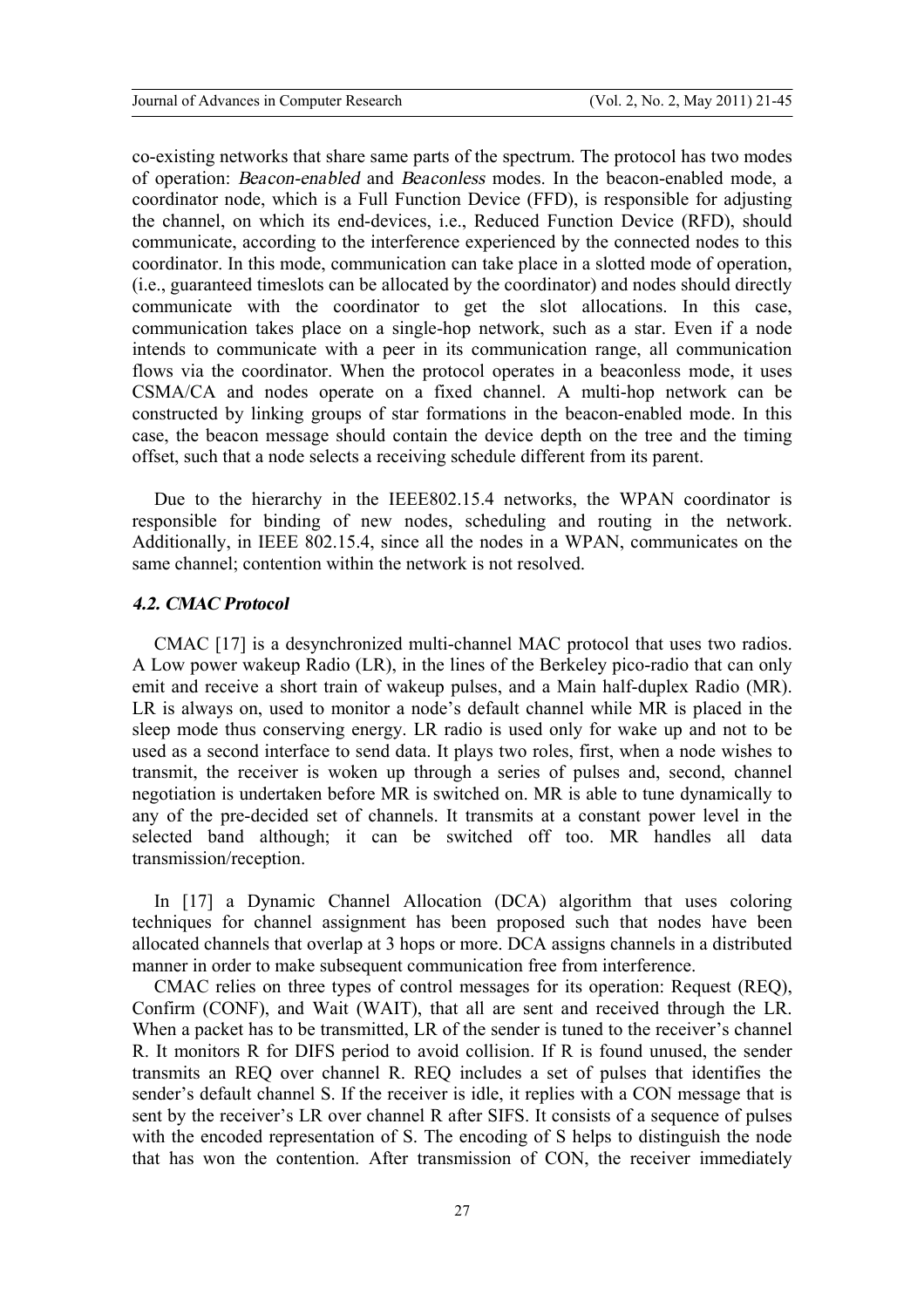co-existing networks that share same parts of the spectrum. The protocol has two modes of operation: *Beacon-enabled* and *Beaconless* modes. In the beacon-enabled mode, a coordinator node, which is a Full Function Device (FFD), is responsible for adjusting the channel, on which its end-devices, i.e., Reduced Function Device (RFD), should communicate, according to the interference experienced by the connected nodes to this coordinator. In this mode, communication can take place in a slotted mode of operation, (i.e., guaranteed timeslots can be allocated by the coordinator) and nodes should directly communicate with the coordinator to get the slot allocations. In this case, communication takes place on a single-hop network, such as a star. Even if a node intends to communicate with a peer in its communication range, all communication flows via the coordinator. When the protocol operates in a beaconless mode, it uses CSMA/CA and nodes operate on a fixed channel. A multi-hop network can be constructed by linking groups of star formations in the beacon-enabled mode. In this case, the beacon message should contain the device depth on the tree and the timing offset, such that a node selects a receiving schedule different from its parent.

Due to the hierarchy in the IEEE802.15.4 networks, the WPAN coordinator is responsible for binding of new nodes, scheduling and routing in the network. Additionally, in IEEE 802.15.4, since all the nodes in a WPAN, communicates on the same channel; contention within the network is not resolved.

### 4.2. CMAC Protocol

CMAC [17] is a desynchronized multi-channel MAC protocol that uses two radios. A Low power wakeup Radio (LR), in the lines of the Berkeley pico-radio that can only emit and receive a short train of wakeup pulses, and a Main half-duplex Radio (MR). LR is always on, used to monitor a node's default channel while MR is placed in the sleep mode thus conserving energy. LR radio is used only for wake up and not to be used as a second interface to send data. It plays two roles, first, when a node wishes to transmit, the receiver is woken up through a series of pulses and, second, channel negotiation is undertaken before MR is switched on. MR is able to tune dynamically to any of the pre-decided set of channels. It transmits at a constant power level in the selected band although; it can be switched off too. MR handles all data transmission/reception.

In [17] a Dynamic Channel Allocation (DCA) algorithm that uses coloring techniques for channel assignment has been proposed such that nodes have been allocated channels that overlap at 3 hops or more. DCA assigns channels in a distributed manner in order to make subsequent communication free from interference.

CMAC relies on three types of control messages for its operation: Request (REQ), Confirm (CONF), and Wait (WAIT), that all are sent and received through the LR. When a packet has to be transmitted, LR of the sender is tuned to the receiver's channel R. It monitors R for DIFS period to avoid collision. If R is found unused, the sender transmits an REQ over channel R. REQ includes a set of pulses that identifies the sender's default channel S. If the receiver is idle, it replies with a CON message that is sent by the receiver's LR over channel R after SIFS. It consists of a sequence of pulses with the encoded representation of S. The encoding of S helps to distinguish the node that has won the contention. After transmission of CON, the receiver immediately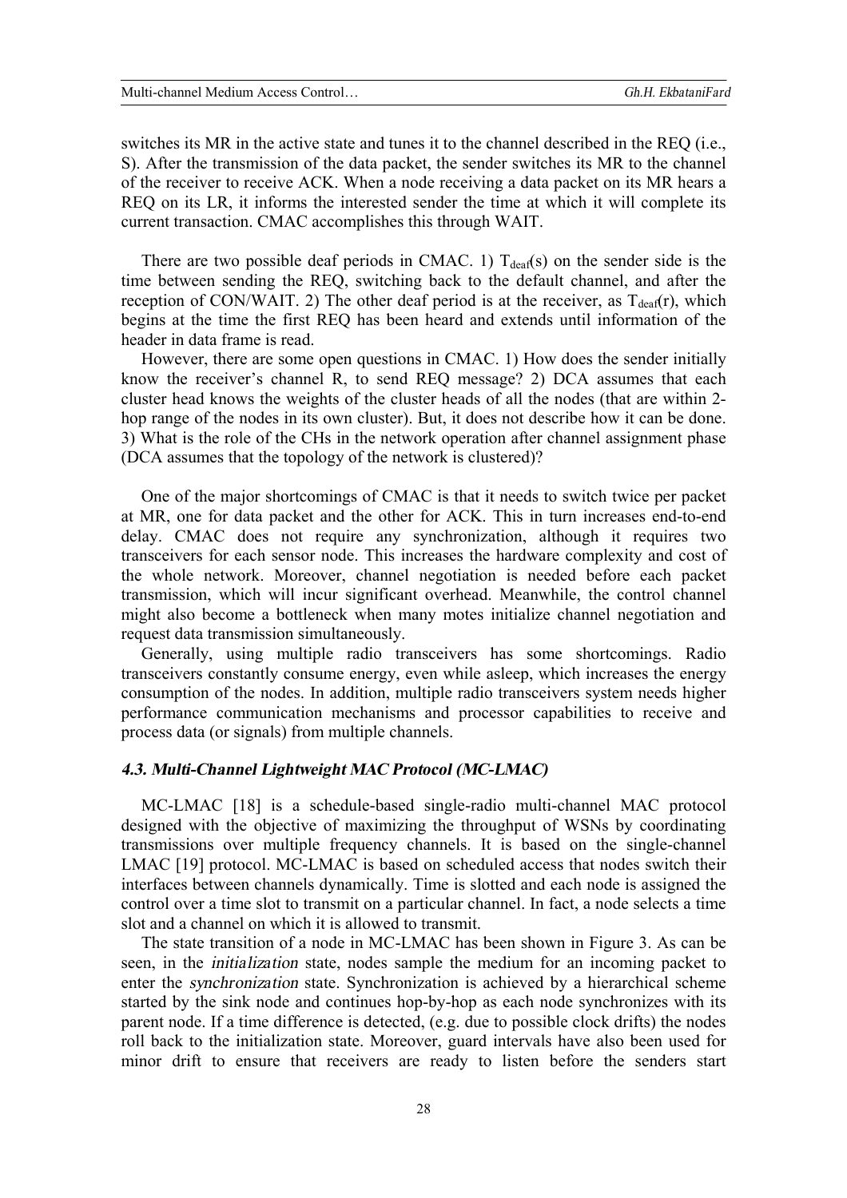switches its MR in the active state and tunes it to the channel described in the REQ (i.e., S). After the transmission of the data packet, the sender switches its MR to the channel of the receiver to receive ACK. When a node receiving a data packet on its MR hears a REQ on its LR, it informs the interested sender the time at which it will complete its current transaction. CMAC accomplishes this through WAIT.

There are two possible deaf periods in CMAC. 1) $T_{deaf}(s)$ on the sender side is the time between sending the REQ, switching back to the default channel, and after the reception of CON/WAIT. 2) The other deaf period is at the receiver, as $T_{deaf}(r)$, which begins at the time the first REQ has been heard and extends until information of the header in data frame is read.

However, there are some open questions in CMAC. 1) How does the sender initially know the receiver's channel R, to send REQ message? 2) DCA assumes that each cluster head knows the weights of the cluster heads of all the nodes (that are within 2-hop range of the nodes in its own cluster). But, it does not describe how it can be done. 3) What is the role of the CHs in the network operation after channel assignment phase (DCA assumes that the topology of the network is clustered)?

One of the major shortcomings of CMAC is that it needs to switch twice per packet at MR, one for data packet and the other for ACK. This in turn increases end-to-end delay. CMAC does not require any synchronization, although it requires two transceivers for each sensor node. This increases the hardware complexity and cost of the whole network. Moreover, channel negotiation is needed before each packet transmission, which will incur significant overhead. Meanwhile, the control channel might also become a bottleneck when many motes initialize channel negotiation and request data transmission simultaneously.

Generally, using multiple radio transceivers has some shortcomings. Radio transceivers constantly consume energy, even while asleep, which increases the energy consumption of the nodes. In addition, multiple radio transceivers system needs higher performance communication mechanisms and processor capabilities to receive and process data (or signals) from multiple channels.

### *4.3. Multi-Channel Lightweight MAC Protocol (MC-LMAC)*

MC-LMAC [18] is a schedule-based single-radio multi-channel MAC protocol designed with the objective of maximizing the throughput of WSNs by coordinating transmissions over multiple frequency channels. It is based on the single-channel LMAC [19] protocol. MC-LMAC is based on scheduled access that nodes switch their interfaces between channels dynamically. Time is slotted and each node is assigned the control over a time slot to transmit on a particular channel. In fact, a node selects a time slot and a channel on which it is allowed to transmit.

The state transition of a node in MC-LMAC has been shown in Figure 3. As can be seen, in the *initialization* state, nodes sample the medium for an incoming packet to enter the *synchronization* state. Synchronization is achieved by a hierarchical scheme started by the sink node and continues hop-by-hop as each node synchronizes with its parent node. If a time difference is detected, (e.g. due to possible clock drifts) the nodes roll back to the initialization state. Moreover, guard intervals have also been used for minor drift to ensure that receivers are ready to listen before the senders start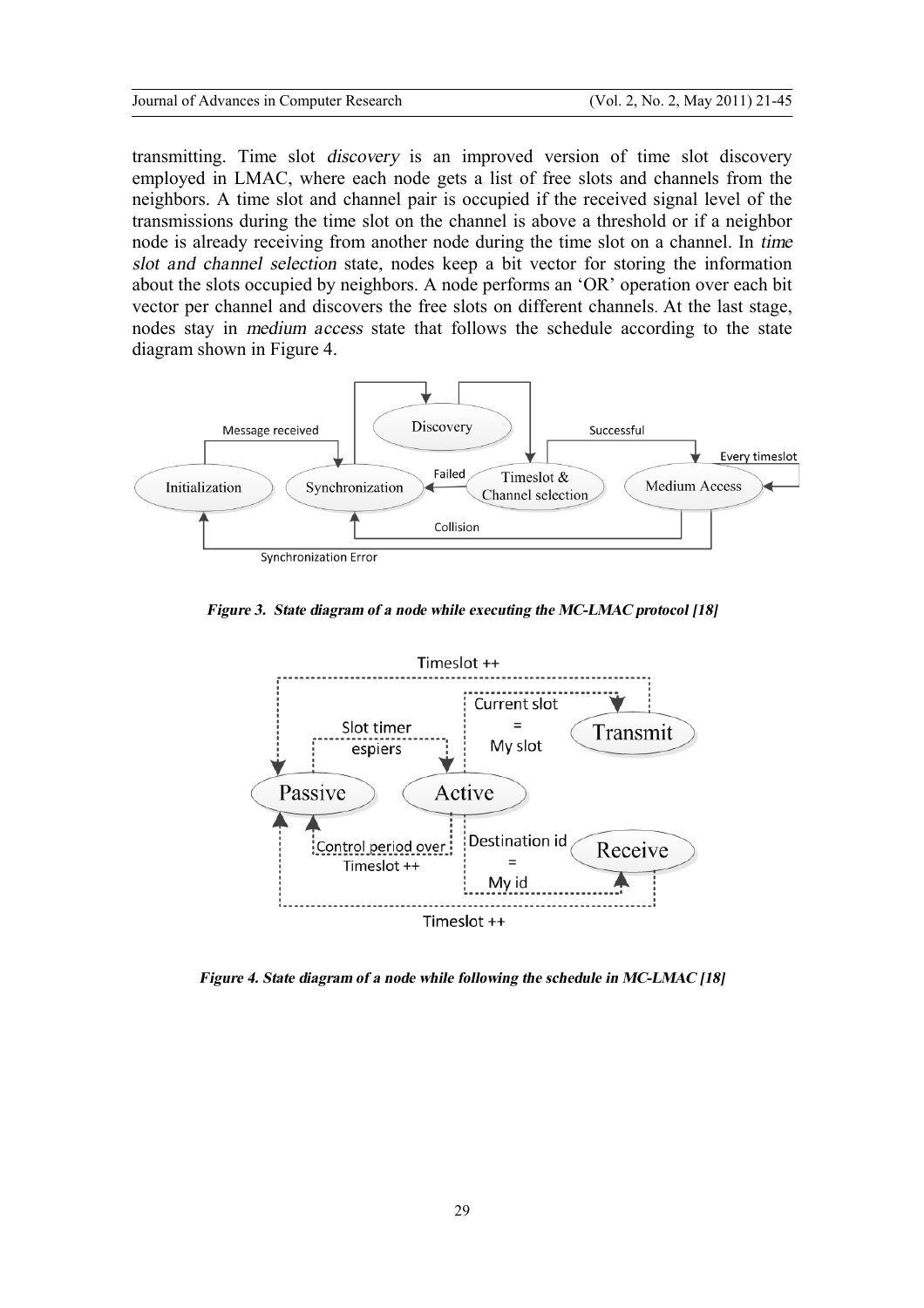transmitting. Time slot *discovery* is an improved version of time slot discovery employed in LMAC, where each node gets a list of free slots and channels from the neighbors. A time slot and channel pair is occupied if the received signal level of the transmissions during the time slot on the channel is above a threshold or if a neighbor node is already receiving from another node during the time slot on a channel. In *time slot and channel selection* state, nodes keep a bit vector for storing the information about the slots occupied by neighbors. A node performs an 'OR' operation over each bit vector per channel and discovers the free slots on different channels. At the last stage, nodes stay in *medium access* state that follows the schedule according to the state diagram shown in Figure 4.

***Figure 3. State diagram of a node while executing the MC-LMAC protocol [18]***

***Figure 4. State diagram of a node while following the schedule in MC-LMAC [18]***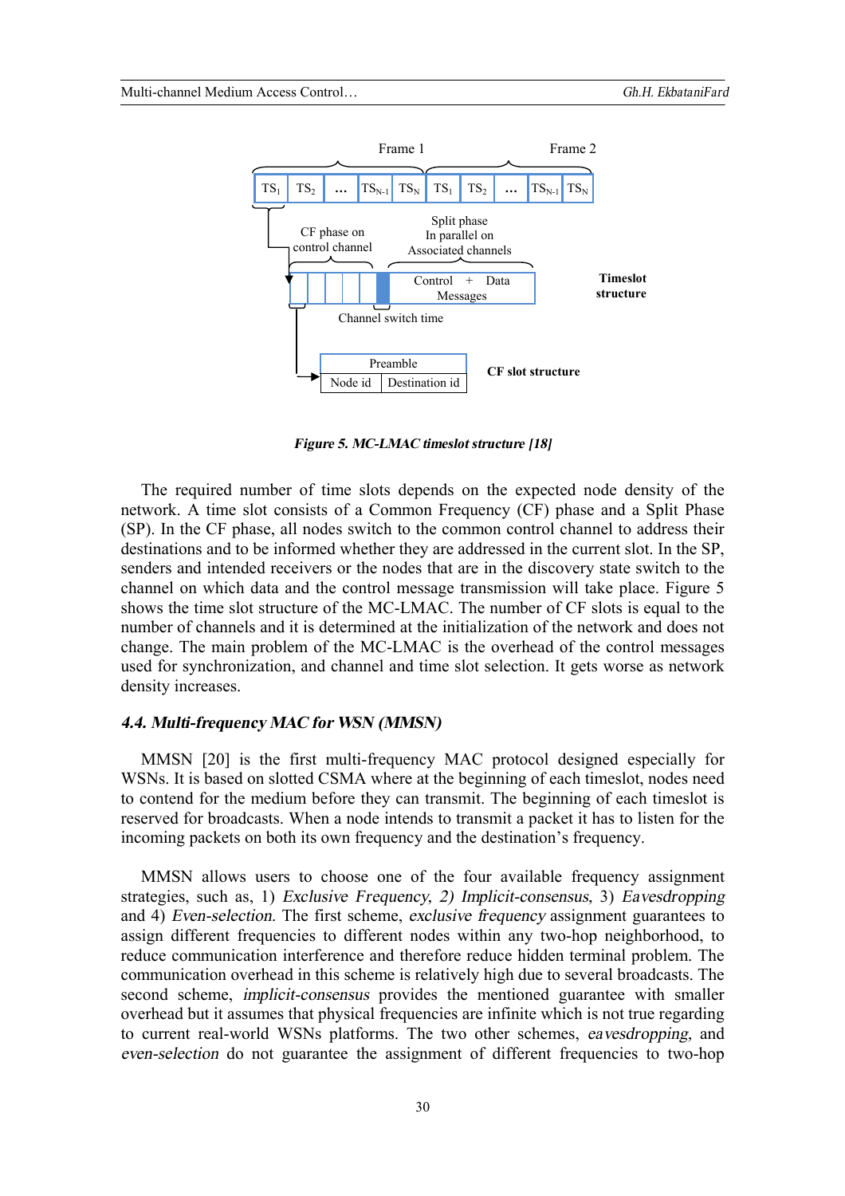*Figure 5. MC-LMAC timeslot structure [18]*

The required number of time slots depends on the expected node density of the network. A time slot consists of a Common Frequency (CF) phase and a Split Phase (SP). In the CF phase, all nodes switch to the common control channel to address their destinations and to be informed whether they are addressed in the current slot. In the SP, senders and intended receivers or the nodes that are in the discovery state switch to the channel on which data and the control message transmission will take place. Figure 5 shows the time slot structure of the MC-LMAC. The number of CF slots is equal to the number of channels and it is determined at the initialization of the network and does not change. The main problem of the MC-LMAC is the overhead of the control messages used for synchronization, and channel and time slot selection. It gets worse as network density increases.

### *4.4. Multi-frequency MAC for WSN (MMSN)*

MMSN [20] is the first multi-frequency MAC protocol designed especially for WSNs. It is based on slotted CSMA where at the beginning of each timeslot, nodes need to contend for the medium before they can transmit. The beginning of each timeslot is reserved for broadcasts. When a node intends to transmit a packet it has to listen for the incoming packets on both its own frequency and the destination's frequency.

MMSN allows users to choose one of the four available frequency assignment strategies, such as, 1) *Exclusive Frequency, 2) Implicit-consensus,* 3) *Eavesdropping* and 4) *Even-selection.* The first scheme, *exclusive frequency* assignment guarantees to assign different frequencies to different nodes within any two-hop neighborhood, to reduce communication interference and therefore reduce hidden terminal problem. The communication overhead in this scheme is relatively high due to several broadcasts. The second scheme, *implicit-consensus* provides the mentioned guarantee with smaller overhead but it assumes that physical frequencies are infinite which is not true regarding to current real-world WSNs platforms. The two other schemes, *eavesdropping*, and *even-selection* do not guarantee the assignment of different frequencies to two-hop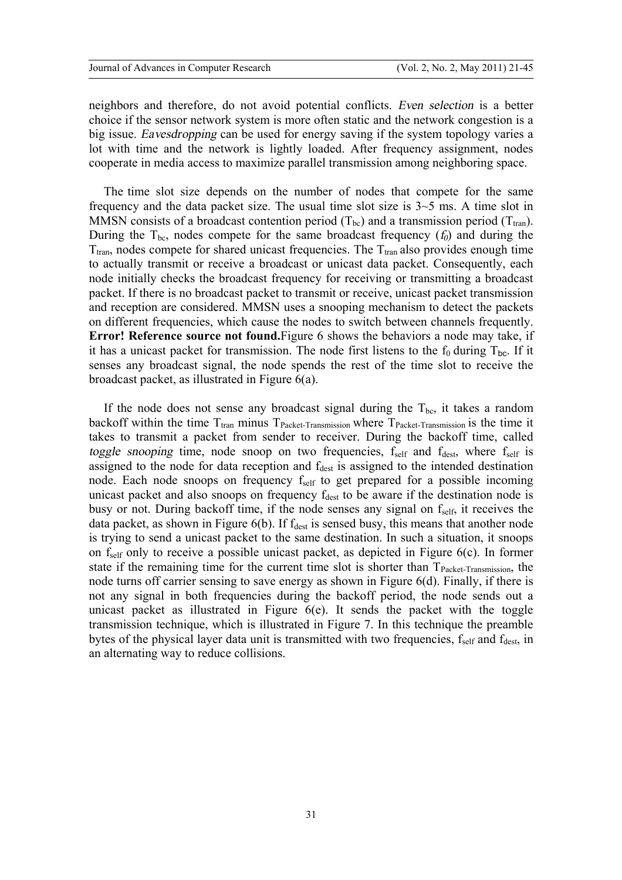neighbors and therefore, do not avoid potential conflicts. *Even selection* is a better choice if the sensor network system is more often static and the network congestion is a big issue. *Eavesdropping* can be used for energy saving if the system topology varies a lot with time and the network is lightly loaded. After frequency assignment, nodes cooperate in media access to maximize parallel transmission among neighboring space.

The time slot size depends on the number of nodes that compete for the same frequency and the data packet size. The usual time slot size is 3~5 ms. A time slot in MMSN consists of a broadcast contention period ($T_{bc}$) and a transmission period ($T_{tran}$). During the $T_{bc}$, nodes compete for the same broadcast frequency ($f_0$) and during the $T_{tran}$, nodes compete for shared unicast frequencies. The $T_{tran}$ also provides enough time to actually transmit or receive a broadcast or unicast data packet. Consequently, each node initially checks the broadcast frequency for receiving or transmitting a broadcast packet. If there is no broadcast packet to transmit or receive, unicast packet transmission and reception are considered. MMSN uses a snooping mechanism to detect the packets on different frequencies, which cause the nodes to switch between channels frequently. **Error! Reference source not found.**Figure 6 shows the behaviors a node may take, if it has a unicast packet for transmission. The node first listens to the $f_0$ during $T_{bc}$. If it senses any broadcast signal, the node spends the rest of the time slot to receive the broadcast packet, as illustrated in Figure 6(a).

If the node does not sense any broadcast signal during the $T_{bc}$, it takes a random backoff within the time $T_{tran}$ minus $T_{Packet\text{-}Transmission}$ where $T_{Packet\text{-}Transmission}$ is the time it takes to transmit a packet from sender to receiver. During the backoff time, called *toggle snooping* time, node snoop on two frequencies, $f_{self}$ and $f_{dest}$, where $f_{self}$ is assigned to the node for data reception and $f_{dest}$ is assigned to the intended destination node. Each node snoops on frequency $f_{self}$ to get prepared for a possible incoming unicast packet and also snoops on frequency $f_{dest}$ to be aware if the destination node is busy or not. During backoff time, if the node senses any signal on $f_{self}$, it receives the data packet, as shown in Figure 6(b). If $f_{dest}$ is sensed busy, this means that another node is trying to send a unicast packet to the same destination. In such a situation, it snoops on $f_{self}$ only to receive a possible unicast packet, as depicted in Figure 6(c). In former state if the remaining time for the current time slot is shorter than $T_{Packet\text{-}Transmission}$, the node turns off carrier sensing to save energy as shown in Figure 6(d). Finally, if there is not any signal in both frequencies during the backoff period, the node sends out a unicast packet as illustrated in Figure 6(e). It sends the packet with the toggle transmission technique, which is illustrated in Figure 7. In this technique the preamble bytes of the physical layer data unit is transmitted with two frequencies, $f_{self}$ and $f_{dest}$, in an alternating way to reduce collisions.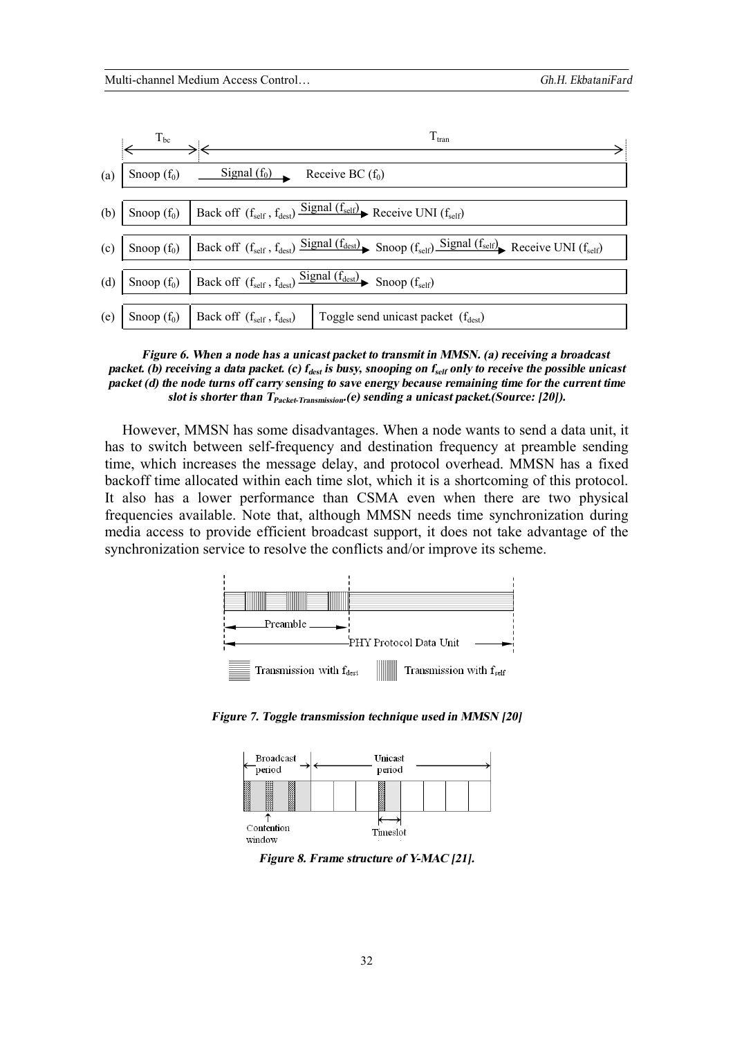| | $T_{bc}$ | $T_{tran}$ |
|---|---|---|
| (a) | Snoop ($f_0$) | Signal ($f_0$) → Receive BC ($f_0$) |
| (b) | Snoop ($f_0$) | Back off ($f_{self}$ , $f_{dest}$) Signal ($f_{self}$) → Receive UNI ($f_{self}$) |
| (c) | Snoop ($f_0$) | Back off ($f_{self}$ , $f_{dest}$) Signal ($f_{dest}$) → Snoop ($f_{self}$) Signal ($f_{self}$) → Receive UNI ($f_{self}$) |
| (d) | Snoop ($f_0$) | Back off ($f_{self}$ , $f_{dest}$) Signal ($f_{dest}$) → Snoop ($f_{self}$) |
| (e) | Snoop ($f_0$) | Back off ($f_{self}$ , $f_{dest}$) Toggle send unicast packet ($f_{dest}$) |

***Figure 6. When a node has a unicast packet to transmit in MMSN. (a) receiving a broadcast packet. (b) receiving a data packet. (c) $f_{dest}$ is busy, snooping on $f_{self}$ only to receive the possible unicast packet (d) the node turns off carry sensing to save energy because remaining time for the current time slot is shorter than $T_{Packet\text{-}Transmission}$.(e) sending a unicast packet.(Source: [20]).***

However, MMSN has some disadvantages. When a node wants to send a data unit, it has to switch between self-frequency and destination frequency at preamble sending time, which increases the message delay, and protocol overhead. MMSN has a fixed backoff time allocated within each time slot, which it is a shortcoming of this protocol. It also has a lower performance than CSMA even when there are two physical frequencies available. Note that, although MMSN needs time synchronization during media access to provide efficient broadcast support, it does not take advantage of the synchronization service to resolve the conflicts and/or improve its scheme.

Preamble

PHY Protocol Data Unit

Transmission with $f_{dest}$ Transmission with $f_{self}$

***Figure 7. Toggle transmission technique used in MMSN [20]***

Broadcast period

Unicast period

Contention window

Timeslot

***Figure 8. Frame structure of Y-MAC [21].***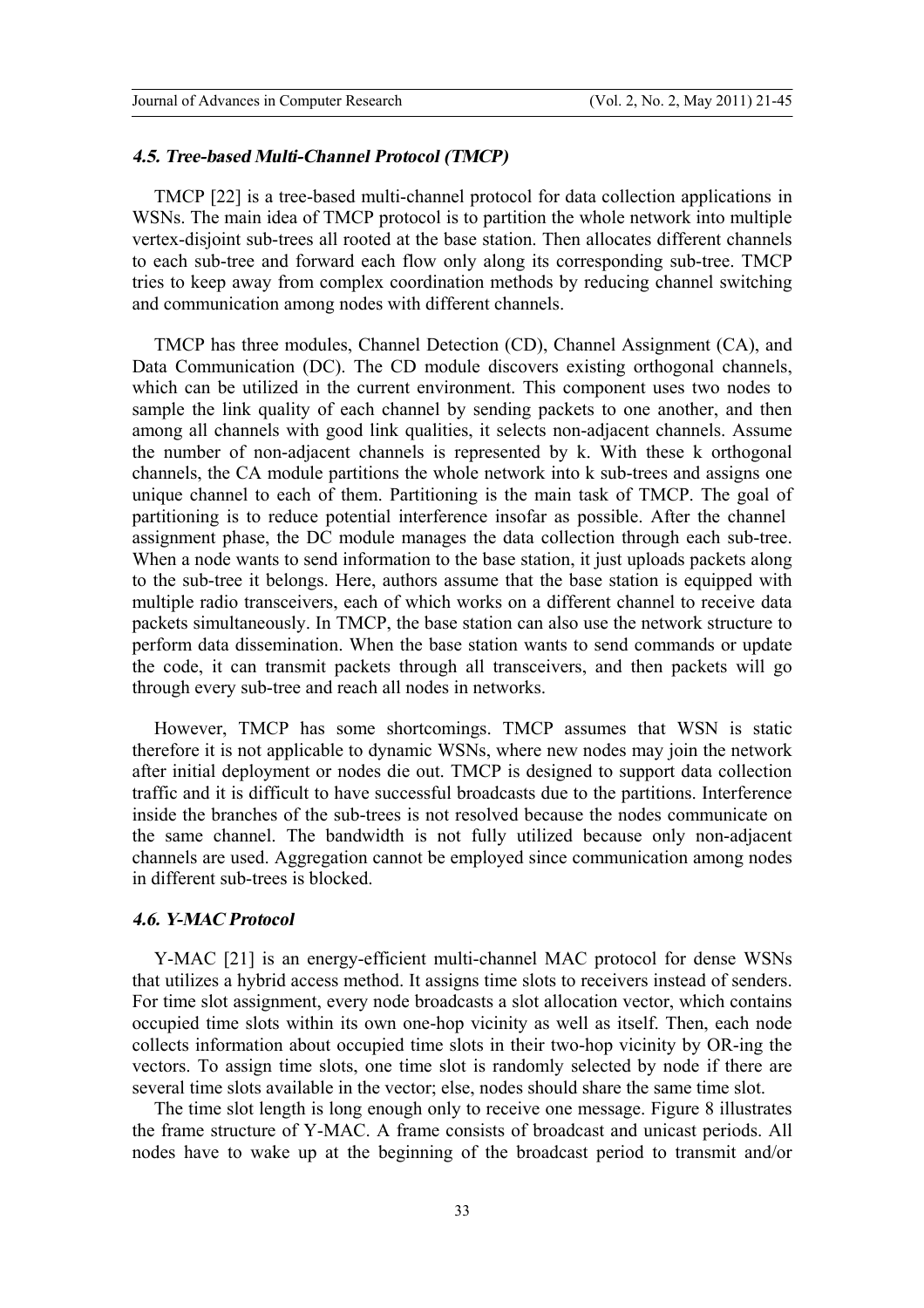### *4.5. Tree-based Multi-Channel Protocol (TMCP)*

TMCP [22] is a tree-based multi-channel protocol for data collection applications in WSNs. The main idea of TMCP protocol is to partition the whole network into multiple vertex-disjoint sub-trees all rooted at the base station. Then allocates different channels to each sub-tree and forward each flow only along its corresponding sub-tree. TMCP tries to keep away from complex coordination methods by reducing channel switching and communication among nodes with different channels.

TMCP has three modules, Channel Detection (CD), Channel Assignment (CA), and Data Communication (DC). The CD module discovers existing orthogonal channels, which can be utilized in the current environment. This component uses two nodes to sample the link quality of each channel by sending packets to one another, and then among all channels with good link qualities, it selects non-adjacent channels. Assume the number of non-adjacent channels is represented by k. With these k orthogonal channels, the CA module partitions the whole network into k sub-trees and assigns one unique channel to each of them. Partitioning is the main task of TMCP. The goal of partitioning is to reduce potential interference insofar as possible. After the channel assignment phase, the DC module manages the data collection through each sub-tree. When a node wants to send information to the base station, it just uploads packets along to the sub-tree it belongs. Here, authors assume that the base station is equipped with multiple radio transceivers, each of which works on a different channel to receive data packets simultaneously. In TMCP, the base station can also use the network structure to perform data dissemination. When the base station wants to send commands or update the code, it can transmit packets through all transceivers, and then packets will go through every sub-tree and reach all nodes in networks.

However, TMCP has some shortcomings. TMCP assumes that WSN is static therefore it is not applicable to dynamic WSNs, where new nodes may join the network after initial deployment or nodes die out. TMCP is designed to support data collection traffic and it is difficult to have successful broadcasts due to the partitions. Interference inside the branches of the sub-trees is not resolved because the nodes communicate on the same channel. The bandwidth is not fully utilized because only non-adjacent channels are used. Aggregation cannot be employed since communication among nodes in different sub-trees is blocked.

### *4.6. Y-MAC Protocol*

Y-MAC [21] is an energy-efficient multi-channel MAC protocol for dense WSNs that utilizes a hybrid access method. It assigns time slots to receivers instead of senders. For time slot assignment, every node broadcasts a slot allocation vector, which contains occupied time slots within its own one-hop vicinity as well as itself. Then, each node collects information about occupied time slots in their two-hop vicinity by OR-ing the vectors. To assign time slots, one time slot is randomly selected by node if there are several time slots available in the vector; else, nodes should share the same time slot.

The time slot length is long enough only to receive one message. Figure 8 illustrates the frame structure of Y-MAC. A frame consists of broadcast and unicast periods. All nodes have to wake up at the beginning of the broadcast period to transmit and/or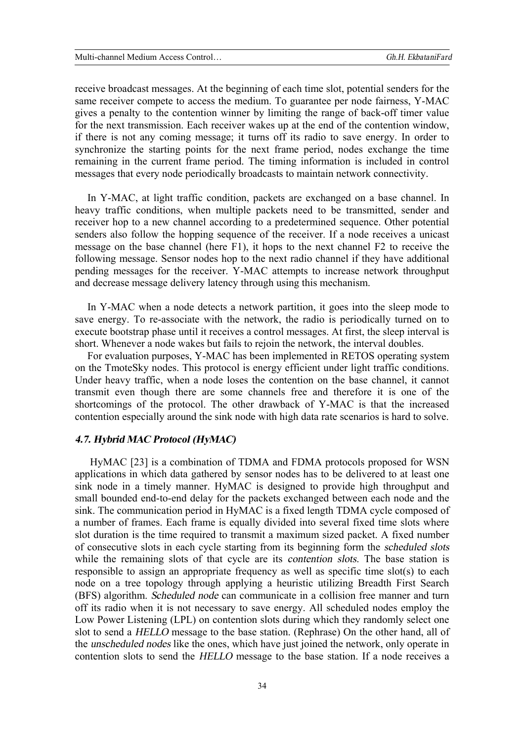receive broadcast messages. At the beginning of each time slot, potential senders for the same receiver compete to access the medium. To guarantee per node fairness, Y-MAC gives a penalty to the contention winner by limiting the range of back-off timer value for the next transmission. Each receiver wakes up at the end of the contention window, if there is not any coming message; it turns off its radio to save energy. In order to synchronize the starting points for the next frame period, nodes exchange the time remaining in the current frame period. The timing information is included in control messages that every node periodically broadcasts to maintain network connectivity.

In Y-MAC, at light traffic condition, packets are exchanged on a base channel. In heavy traffic conditions, when multiple packets need to be transmitted, sender and receiver hop to a new channel according to a predetermined sequence. Other potential senders also follow the hopping sequence of the receiver. If a node receives a unicast message on the base channel (here F1), it hops to the next channel F2 to receive the following message. Sensor nodes hop to the next radio channel if they have additional pending messages for the receiver. Y-MAC attempts to increase network throughput and decrease message delivery latency through using this mechanism.

In Y-MAC when a node detects a network partition, it goes into the sleep mode to save energy. To re-associate with the network, the radio is periodically turned on to execute bootstrap phase until it receives a control messages. At first, the sleep interval is short. Whenever a node wakes but fails to rejoin the network, the interval doubles.

For evaluation purposes, Y-MAC has been implemented in RETOS operating system on the TmoteSky nodes. This protocol is energy efficient under light traffic conditions. Under heavy traffic, when a node loses the contention on the base channel, it cannot transmit even though there are some channels free and therefore it is one of the shortcomings of the protocol. The other drawback of Y-MAC is that the increased contention especially around the sink node with high data rate scenarios is hard to solve.

### *4.7. Hybrid MAC Protocol (HyMAC)*

HyMAC [23] is a combination of TDMA and FDMA protocols proposed for WSN applications in which data gathered by sensor nodes has to be delivered to at least one sink node in a timely manner. HyMAC is designed to provide high throughput and small bounded end-to-end delay for the packets exchanged between each node and the sink. The communication period in HyMAC is a fixed length TDMA cycle composed of a number of frames. Each frame is equally divided into several fixed time slots where slot duration is the time required to transmit a maximum sized packet. A fixed number of consecutive slots in each cycle starting from its beginning form the *scheduled slots* while the remaining slots of that cycle are its *contention slots*. The base station is responsible to assign an appropriate frequency as well as specific time slot(s) to each node on a tree topology through applying a heuristic utilizing Breadth First Search (BFS) algorithm. *Scheduled node* can communicate in a collision free manner and turn off its radio when it is not necessary to save energy. All scheduled nodes employ the Low Power Listening (LPL) on contention slots during which they randomly select one slot to send a *HELLO* message to the base station. (Rephrase) On the other hand, all of the *unscheduled nodes* like the ones, which have just joined the network, only operate in contention slots to send the *HELLO* message to the base station. If a node receives a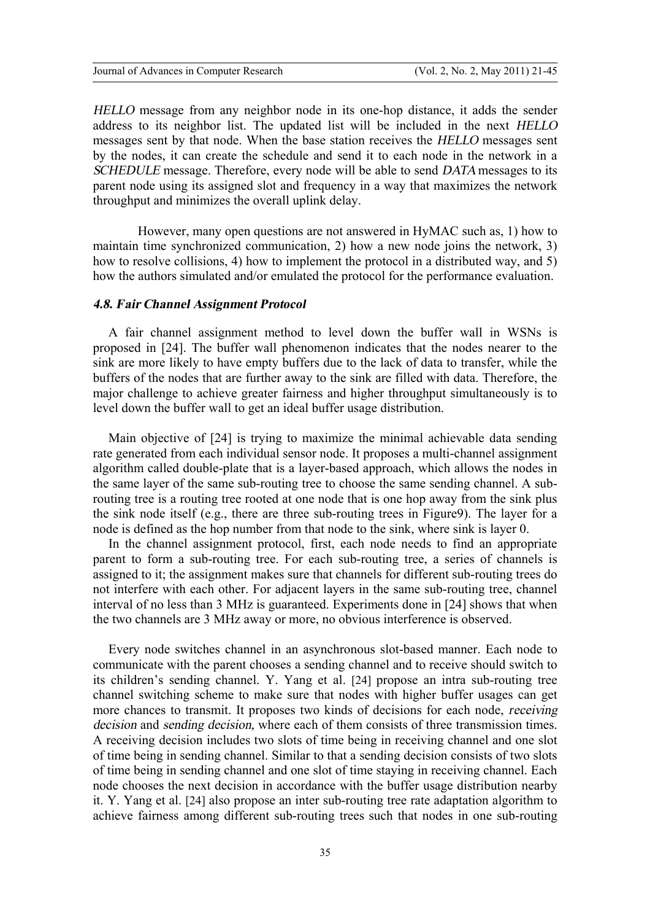*HELLO* message from any neighbor node in its one-hop distance, it adds the sender address to its neighbor list. The updated list will be included in the next *HELLO* messages sent by that node. When the base station receives the *HELLO* messages sent by the nodes, it can create the schedule and send it to each node in the network in a *SCHEDULE* message. Therefore, every node will be able to send *DATA* messages to its parent node using its assigned slot and frequency in a way that maximizes the network throughput and minimizes the overall uplink delay.

However, many open questions are not answered in HyMAC such as, 1) how to maintain time synchronized communication, 2) how a new node joins the network, 3) how to resolve collisions, 4) how to implement the protocol in a distributed way, and 5) how the authors simulated and/or emulated the protocol for the performance evaluation.

### 4.8. Fair Channel Assignment Protocol

A fair channel assignment method to level down the buffer wall in WSNs is proposed in [24]. The buffer wall phenomenon indicates that the nodes nearer to the sink are more likely to have empty buffers due to the lack of data to transfer, while the buffers of the nodes that are further away to the sink are filled with data. Therefore, the major challenge to achieve greater fairness and higher throughput simultaneously is to level down the buffer wall to get an ideal buffer usage distribution.

Main objective of [24] is trying to maximize the minimal achievable data sending rate generated from each individual sensor node. It proposes a multi-channel assignment algorithm called double-plate that is a layer-based approach, which allows the nodes in the same layer of the same sub-routing tree to choose the same sending channel. A sub-routing tree is a routing tree rooted at one node that is one hop away from the sink plus the sink node itself (e.g., there are three sub-routing trees in Figure9). The layer for a node is defined as the hop number from that node to the sink, where sink is layer 0.

In the channel assignment protocol, first, each node needs to find an appropriate parent to form a sub-routing tree. For each sub-routing tree, a series of channels is assigned to it; the assignment makes sure that channels for different sub-routing trees do not interfere with each other. For adjacent layers in the same sub-routing tree, channel interval of no less than 3 MHz is guaranteed. Experiments done in [24] shows that when the two channels are 3 MHz away or more, no obvious interference is observed.

Every node switches channel in an asynchronous slot-based manner. Each node to communicate with the parent chooses a sending channel and to receive should switch to its children's sending channel. Y. Yang et al. [24] propose an intra sub-routing tree channel switching scheme to make sure that nodes with higher buffer usages can get more chances to transmit. It proposes two kinds of decisions for each node, *receiving decision* and *sending decision*, where each of them consists of three transmission times. A receiving decision includes two slots of time being in receiving channel and one slot of time being in sending channel. Similar to that a sending decision consists of two slots of time being in sending channel and one slot of time staying in receiving channel. Each node chooses the next decision in accordance with the buffer usage distribution nearby it. Y. Yang et al. [24] also propose an inter sub-routing tree rate adaptation algorithm to achieve fairness among different sub-routing trees such that nodes in one sub-routing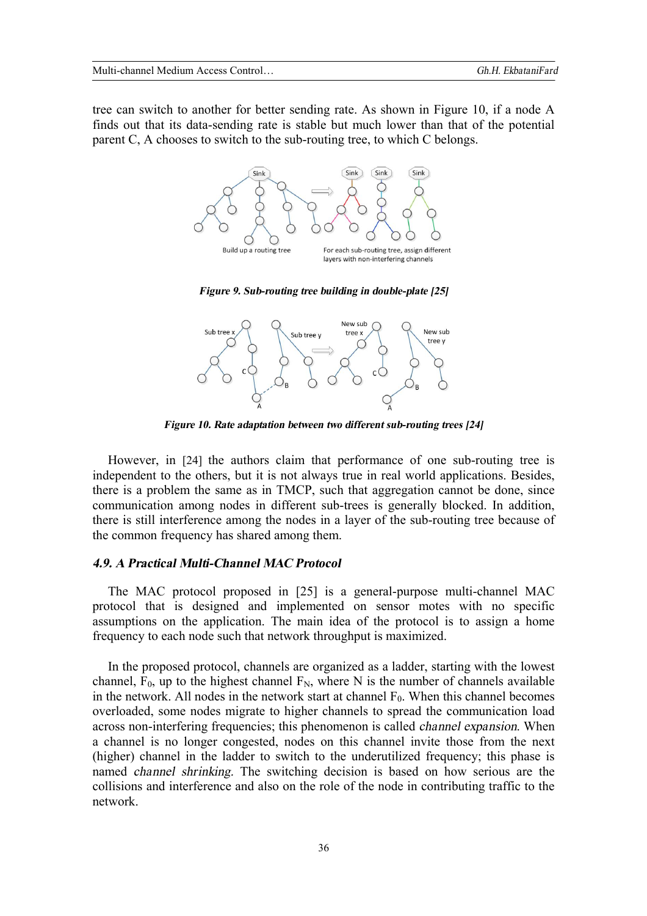tree can switch to another for better sending rate. As shown in Figure 10, if a node A finds out that its data-sending rate is stable but much lower than that of the potential parent C, A chooses to switch to the sub-routing tree, to which C belongs.

***Figure 9. Sub-routing tree building in double-plate [25]***

***Figure 10. Rate adaptation between two different sub-routing trees [24]***

However, in [24] the authors claim that performance of one sub-routing tree is independent to the others, but it is not always true in real world applications. Besides, there is a problem the same as in TMCP, such that aggregation cannot be done, since communication among nodes in different sub-trees is generally blocked. In addition, there is still interference among the nodes in a layer of the sub-routing tree because of the common frequency has shared among them.

### *4.9. A Practical Multi-Channel MAC Protocol*

The MAC protocol proposed in [25] is a general-purpose multi-channel MAC protocol that is designed and implemented on sensor motes with no specific assumptions on the application. The main idea of the protocol is to assign a home frequency to each node such that network throughput is maximized.

In the proposed protocol, channels are organized as a ladder, starting with the lowest channel, $F_0$, up to the highest channel $F_N$, where N is the number of channels available in the network. All nodes in the network start at channel $F_0$. When this channel becomes overloaded, some nodes migrate to higher channels to spread the communication load across non-interfering frequencies; this phenomenon is called *channel expansion*. When a channel is no longer congested, nodes on this channel invite those from the next (higher) channel in the ladder to switch to the underutilized frequency; this phase is named *channel shrinking*. The switching decision is based on how serious are the collisions and interference and also on the role of the node in contributing traffic to the network.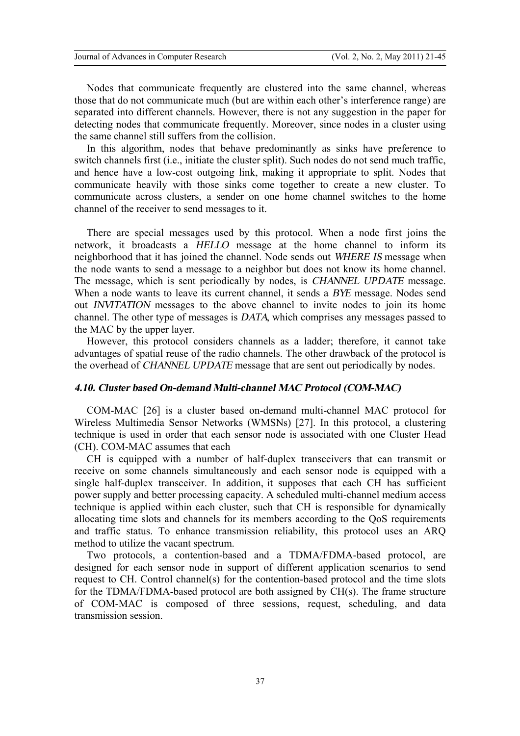Nodes that communicate frequently are clustered into the same channel, whereas those that do not communicate much (but are within each other's interference range) are separated into different channels. However, there is not any suggestion in the paper for detecting nodes that communicate frequently. Moreover, since nodes in a cluster using the same channel still suffers from the collision.

In this algorithm, nodes that behave predominantly as sinks have preference to switch channels first (i.e., initiate the cluster split). Such nodes do not send much traffic, and hence have a low-cost outgoing link, making it appropriate to split. Nodes that communicate heavily with those sinks come together to create a new cluster. To communicate across clusters, a sender on one home channel switches to the home channel of the receiver to send messages to it.

There are special messages used by this protocol. When a node first joins the network, it broadcasts a *HELLO* message at the home channel to inform its neighborhood that it has joined the channel. Node sends out *WHERE IS* message when the node wants to send a message to a neighbor but does not know its home channel. The message, which is sent periodically by nodes, is *CHANNEL UPDATE* message. When a node wants to leave its current channel, it sends a *BYE* message. Nodes send out *INVITATION* messages to the above channel to invite nodes to join its home channel. The other type of messages is *DATA*, which comprises any messages passed to the MAC by the upper layer.

However, this protocol considers channels as a ladder; therefore, it cannot take advantages of spatial reuse of the radio channels. The other drawback of the protocol is the overhead of *CHANNEL UPDATE* message that are sent out periodically by nodes.

### *4.10. Cluster based On-demand Multi-channel MAC Protocol (COM-MAC)*

COM-MAC [26] is a cluster based on-demand multi-channel MAC protocol for Wireless Multimedia Sensor Networks (WMSNs) [27]. In this protocol, a clustering technique is used in order that each sensor node is associated with one Cluster Head (CH). COM-MAC assumes that each

CH is equipped with a number of half-duplex transceivers that can transmit or receive on some channels simultaneously and each sensor node is equipped with a single half-duplex transceiver. In addition, it supposes that each CH has sufficient power supply and better processing capacity. A scheduled multi-channel medium access technique is applied within each cluster, such that CH is responsible for dynamically allocating time slots and channels for its members according to the QoS requirements and traffic status. To enhance transmission reliability, this protocol uses an ARQ method to utilize the vacant spectrum.

Two protocols, a contention-based and a TDMA/FDMA-based protocol, are designed for each sensor node in support of different application scenarios to send request to CH. Control channel(s) for the contention-based protocol and the time slots for the TDMA/FDMA-based protocol are both assigned by CH(s). The frame structure of COM-MAC is composed of three sessions, request, scheduling, and data transmission session.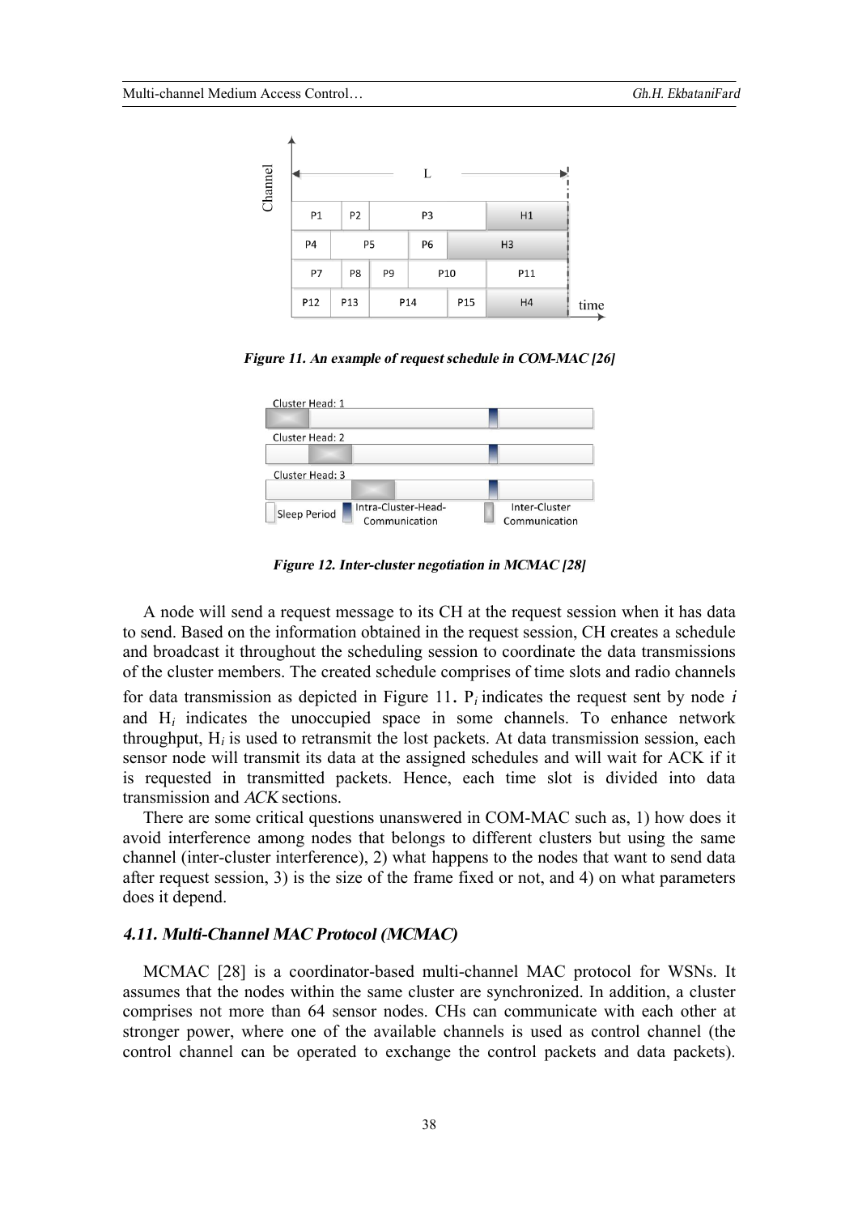*Figure 11. An example of request schedule in COM-MAC [26]*

*Figure 12. Inter-cluster negotiation in MCMAC [28]*

A node will send a request message to its CH at the request session when it has data to send. Based on the information obtained in the request session, CH creates a schedule and broadcast it throughout the scheduling session to coordinate the data transmissions of the cluster members. The created schedule comprises of time slots and radio channels for data transmission as depicted in Figure 11. $P_i$ indicates the request sent by node *i* and $H_i$ indicates the unoccupied space in some channels. To enhance network throughput, $H_i$ is used to retransmit the lost packets. At data transmission session, each sensor node will transmit its data at the assigned schedules and will wait for ACK if it is requested in transmitted packets. Hence, each time slot is divided into data transmission and *ACK* sections.

There are some critical questions unanswered in COM-MAC such as, 1) how does it avoid interference among nodes that belongs to different clusters but using the same channel (inter-cluster interference), 2) what happens to the nodes that want to send data after request session, 3) is the size of the frame fixed or not, and 4) on what parameters does it depend.

### 4.11. Multi-Channel MAC Protocol (MCMAC)

MCMAC [28] is a coordinator-based multi-channel MAC protocol for WSNs. It assumes that the nodes within the same cluster are synchronized. In addition, a cluster comprises not more than 64 sensor nodes. CHs can communicate with each other at stronger power, where one of the available channels is used as control channel (the control channel can be operated to exchange the control packets and data packets).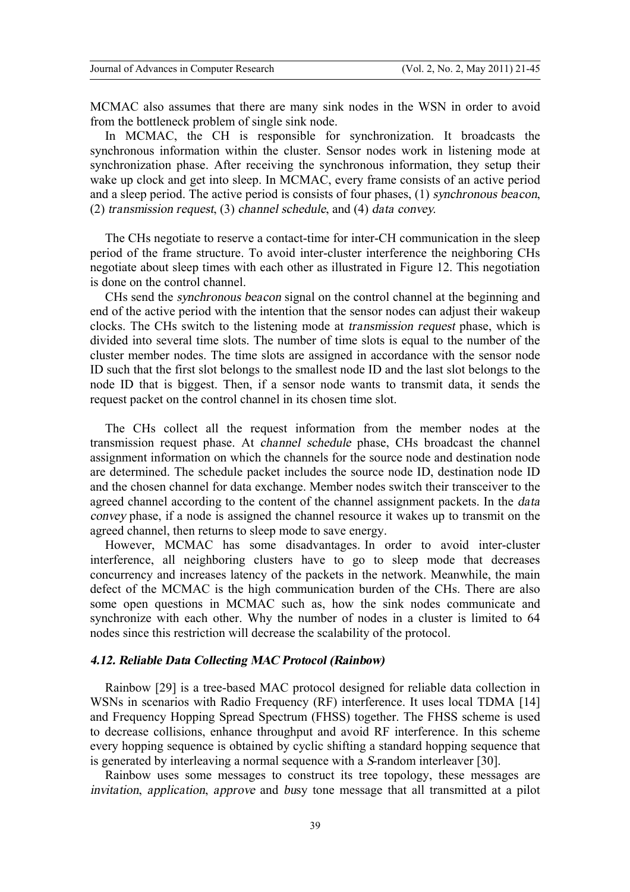MCMAC also assumes that there are many sink nodes in the WSN in order to avoid from the bottleneck problem of single sink node.

In MCMAC, the CH is responsible for synchronization. It broadcasts the synchronous information within the cluster. Sensor nodes work in listening mode at synchronization phase. After receiving the synchronous information, they setup their wake up clock and get into sleep. In MCMAC, every frame consists of an active period and a sleep period. The active period is consists of four phases, (1) *synchronous beacon*, (2) *transmission request*, (3) *channel schedule*, and (4) *data convey*.

The CHs negotiate to reserve a contact-time for inter-CH communication in the sleep period of the frame structure. To avoid inter-cluster interference the neighboring CHs negotiate about sleep times with each other as illustrated in Figure 12. This negotiation is done on the control channel.

CHs send the *synchronous beacon* signal on the control channel at the beginning and end of the active period with the intention that the sensor nodes can adjust their wakeup clocks. The CHs switch to the listening mode at *transmission request* phase, which is divided into several time slots. The number of time slots is equal to the number of the cluster member nodes. The time slots are assigned in accordance with the sensor node ID such that the first slot belongs to the smallest node ID and the last slot belongs to the node ID that is biggest. Then, if a sensor node wants to transmit data, it sends the request packet on the control channel in its chosen time slot.

The CHs collect all the request information from the member nodes at the transmission request phase. At *channel schedule* phase, CHs broadcast the channel assignment information on which the channels for the source node and destination node are determined. The schedule packet includes the source node ID, destination node ID and the chosen channel for data exchange. Member nodes switch their transceiver to the agreed channel according to the content of the channel assignment packets. In the *data convey* phase, if a node is assigned the channel resource it wakes up to transmit on the agreed channel, then returns to sleep mode to save energy.

However, MCMAC has some disadvantages. In order to avoid inter-cluster interference, all neighboring clusters have to go to sleep mode that decreases concurrency and increases latency of the packets in the network. Meanwhile, the main defect of the MCMAC is the high communication burden of the CHs. There are also some open questions in MCMAC such as, how the sink nodes communicate and synchronize with each other. Why the number of nodes in a cluster is limited to 64 nodes since this restriction will decrease the scalability of the protocol.

### 4.12. Reliable Data Collecting MAC Protocol (Rainbow)

Rainbow [29] is a tree-based MAC protocol designed for reliable data collection in WSNs in scenarios with Radio Frequency (RF) interference. It uses local TDMA [14] and Frequency Hopping Spread Spectrum (FHSS) together. The FHSS scheme is used to decrease collisions, enhance throughput and avoid RF interference. In this scheme every hopping sequence is obtained by cyclic shifting a standard hopping sequence that is generated by interleaving a normal sequence with a *S*-random interleaver [30].

Rainbow uses some messages to construct its tree topology, these messages are *invitation*, *application*, *approve* and *bu*sy tone message that all transmitted at a pilot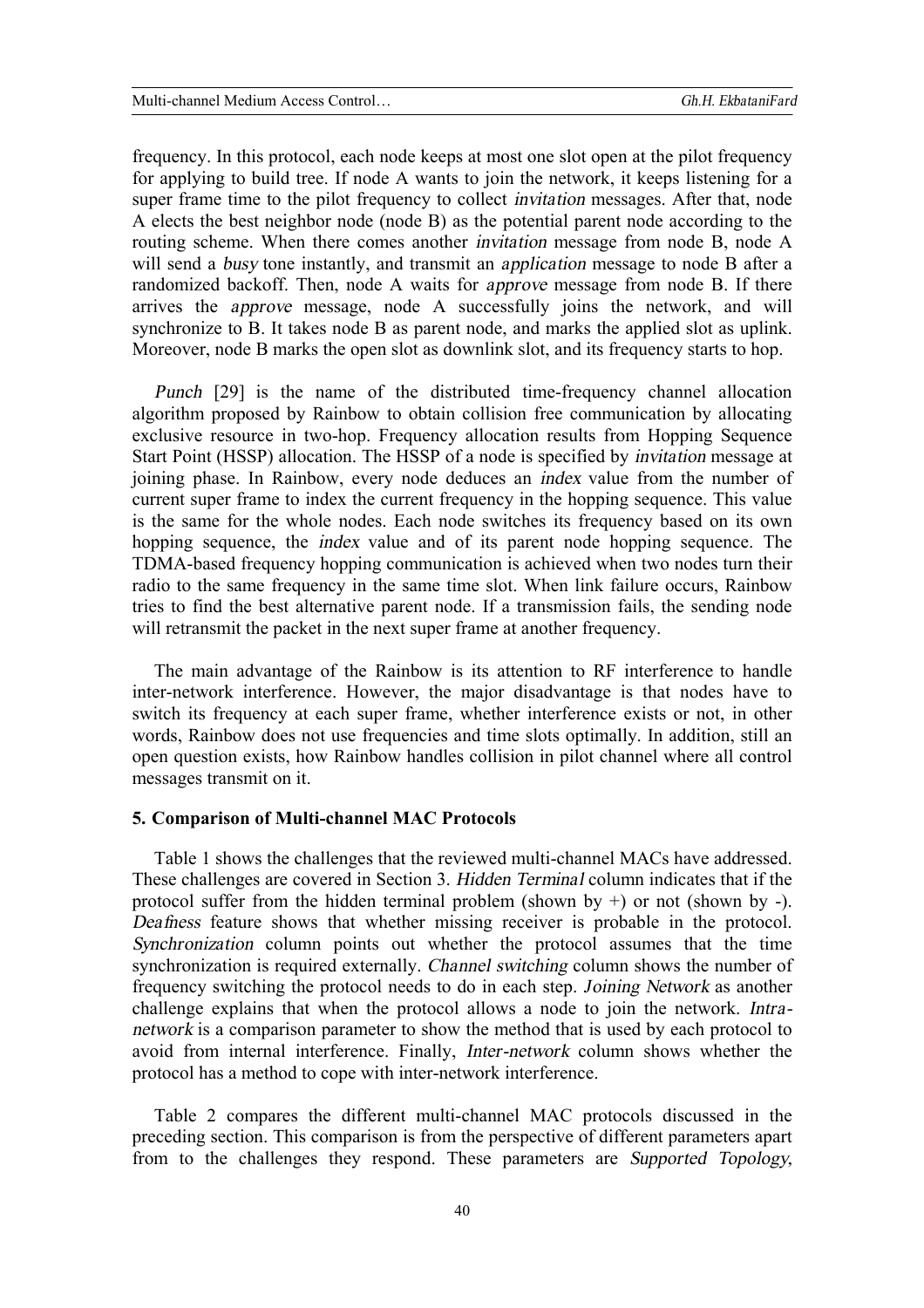frequency. In this protocol, each node keeps at most one slot open at the pilot frequency for applying to build tree. If node A wants to join the network, it keeps listening for a super frame time to the pilot frequency to collect *invitation* messages. After that, node A elects the best neighbor node (node B) as the potential parent node according to the routing scheme. When there comes another *invitation* message from node B, node A will send a *busy* tone instantly, and transmit an *application* message to node B after a randomized backoff. Then, node A waits for *approve* message from node B. If there arrives the *approve* message, node A successfully joins the network, and will synchronize to B. It takes node B as parent node, and marks the applied slot as uplink. Moreover, node B marks the open slot as downlink slot, and its frequency starts to hop.

*Punch* [29] is the name of the distributed time-frequency channel allocation algorithm proposed by Rainbow to obtain collision free communication by allocating exclusive resource in two-hop. Frequency allocation results from Hopping Sequence Start Point (HSSP) allocation. The HSSP of a node is specified by *invitation* message at joining phase. In Rainbow, every node deduces an *index* value from the number of current super frame to index the current frequency in the hopping sequence. This value is the same for the whole nodes. Each node switches its frequency based on its own hopping sequence, the *index* value and of its parent node hopping sequence. The TDMA-based frequency hopping communication is achieved when two nodes turn their radio to the same frequency in the same time slot. When link failure occurs, Rainbow tries to find the best alternative parent node. If a transmission fails, the sending node will retransmit the packet in the next super frame at another frequency.

The main advantage of the Rainbow is its attention to RF interference to handle inter-network interference. However, the major disadvantage is that nodes have to switch its frequency at each super frame, whether interference exists or not, in other words, Rainbow does not use frequencies and time slots optimally. In addition, still an open question exists, how Rainbow handles collision in pilot channel where all control messages transmit on it.

### 5. Comparison of Multi-channel MAC Protocols

Table 1 shows the challenges that the reviewed multi-channel MACs have addressed. These challenges are covered in Section 3. *Hidden Terminal* column indicates that if the protocol suffer from the hidden terminal problem (shown by +) or not (shown by -). *Deafness* feature shows that whether missing receiver is probable in the protocol. *Synchronization* column points out whether the protocol assumes that the time synchronization is required externally. *Channel switching* column shows the number of frequency switching the protocol needs to do in each step. *Joining Network* as another challenge explains that when the protocol allows a node to join the network. *Intra-network* is a comparison parameter to show the method that is used by each protocol to avoid from internal interference. Finally, *Inter-network* column shows whether the protocol has a method to cope with inter-network interference.

Table 2 compares the different multi-channel MAC protocols discussed in the preceding section. This comparison is from the perspective of different parameters apart from to the challenges they respond. These parameters are *Supported Topology*,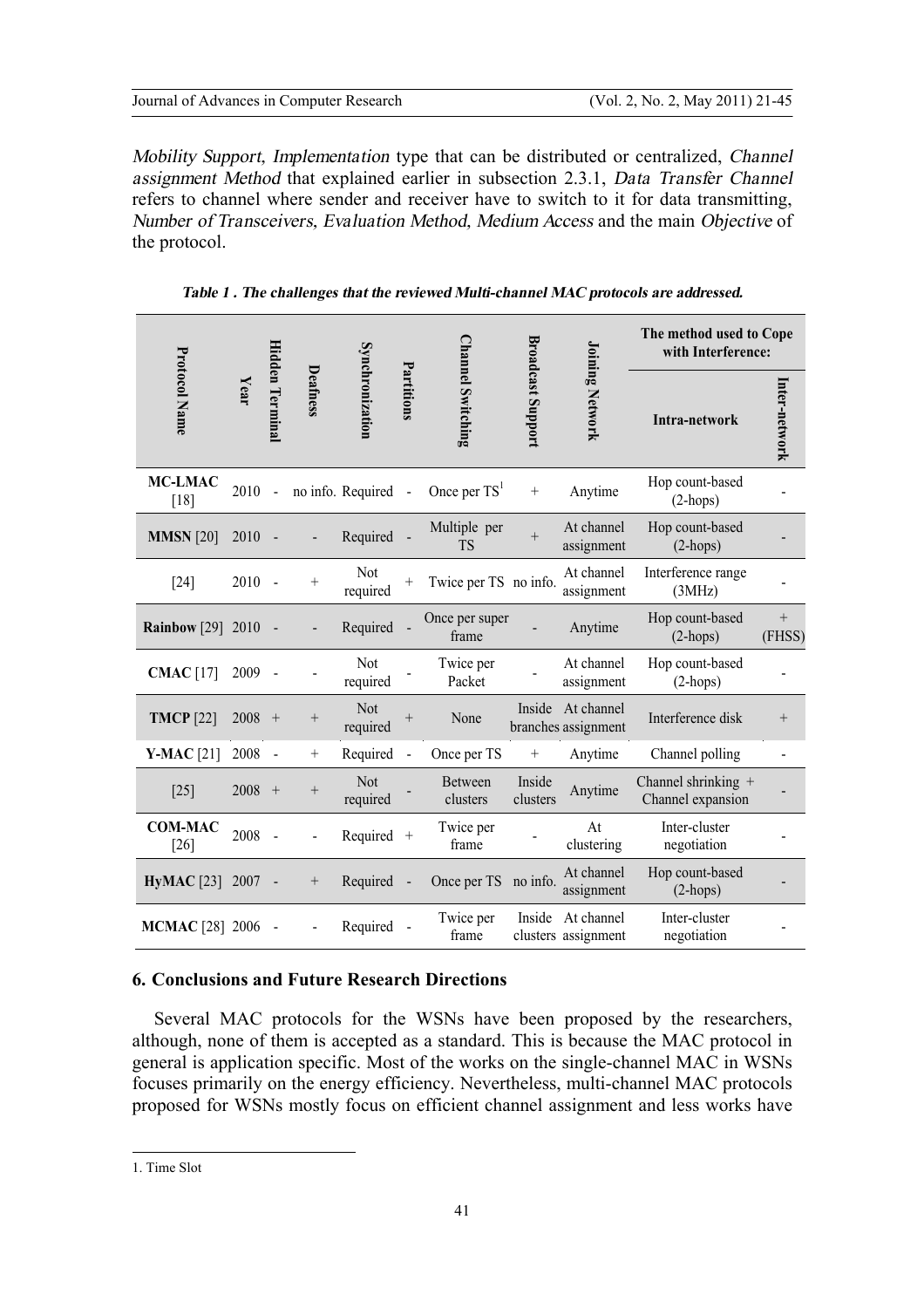*Mobility Support*, *Implementation* type that can be distributed or centralized, *Channel assignment Method* that explained earlier in subsection 2.3.1, *Data Transfer Channel* refers to channel where sender and receiver have to switch to it for data transmitting, *Number of Transceivers*, *Evaluation Method*, *Medium Access* and the main *Objective* of the protocol.

***Table 1 . The challenges that the reviewed Multi-channel MAC protocols are addressed.***

| Protocol Name | Year | Hidden Terminal | Deafness | Synchronization | Partitions | Channel Switching | Broadcast Support | Joining Network | The method used to Cope with Interference: | |
|---|---|---|---|---|---|---|---|---|---|---|
| | | | | | | | | | Intra-network | Inter-network |
| **MC-LMAC** [18] | 2010 | - | no info. | Required | - | Once per TS[1] | + | Anytime | Hop count-based (2-hops) | - |
| **MMSN** [20] | 2010 | - | - | Required | - | Multiple per TS | + | At channel assignment | Hop count-based (2-hops) | - |
| [24] | 2010 | - | + | Not required | + | Twice per TS | no info. | At channel assignment | Interference range (3MHz) | - |
| **Rainbow** [29] | 2010 | - | - | Required | - | Once per super frame | - | Anytime | Hop count-based (2-hops) | + (FHSS) |
| **CMAC** [17] | 2009 | - | - | Not required | - | Twice per Packet | - | At channel assignment | Hop count-based (2-hops) | - |
| **TMCP** [22] | 2008 | + | + | Not required | + | None | Inside branches | At channel assignment | Interference disk | + |
| **Y-MAC** [21] | 2008 | - | + | Required | - | Once per TS | + | Anytime | Channel polling | - |
| [25] | 2008 | + | + | Not required | - | Between clusters | Inside clusters | Anytime | Channel shrinking + Channel expansion | - |
| **COM-MAC** [26] | 2008 | - | - | Required | + | Twice per frame | - | At clustering | Inter-cluster negotiation | - |
| **HyMAC** [23] | 2007 | - | + | Required | - | Once per TS | no info. | At channel assignment | Hop count-based (2-hops) | - |
| **MCMAC** [28] | 2006 | - | - | Required | - | Twice per frame | Inside clusters | At channel assignment | Inter-cluster negotiation | - |

## 6. Conclusions and Future Research Directions

Several MAC protocols for the WSNs have been proposed by the researchers, although, none of them is accepted as a standard. This is because the MAC protocol in general is application specific. Most of the works on the single-channel MAC in WSNs focuses primarily on the energy efficiency. Nevertheless, multi-channel MAC protocols proposed for WSNs mostly focus on efficient channel assignment and less works have

1. Time Slot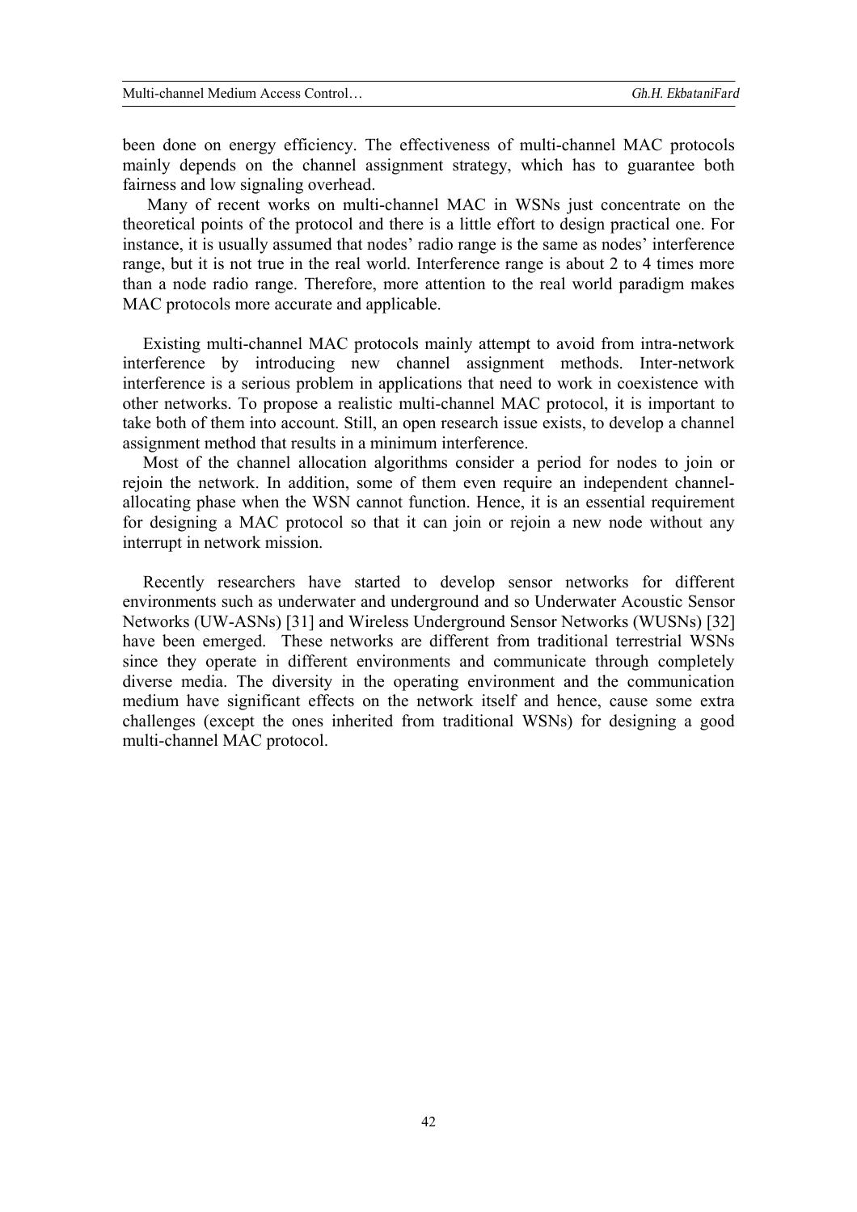been done on energy efficiency. The effectiveness of multi-channel MAC protocols mainly depends on the channel assignment strategy, which has to guarantee both fairness and low signaling overhead.

Many of recent works on multi-channel MAC in WSNs just concentrate on the theoretical points of the protocol and there is a little effort to design practical one. For instance, it is usually assumed that nodes' radio range is the same as nodes' interference range, but it is not true in the real world. Interference range is about 2 to 4 times more than a node radio range. Therefore, more attention to the real world paradigm makes MAC protocols more accurate and applicable.

Existing multi-channel MAC protocols mainly attempt to avoid from intra-network interference by introducing new channel assignment methods. Inter-network interference is a serious problem in applications that need to work in coexistence with other networks. To propose a realistic multi-channel MAC protocol, it is important to take both of them into account. Still, an open research issue exists, to develop a channel assignment method that results in a minimum interference.

Most of the channel allocation algorithms consider a period for nodes to join or rejoin the network. In addition, some of them even require an independent channel-allocating phase when the WSN cannot function. Hence, it is an essential requirement for designing a MAC protocol so that it can join or rejoin a new node without any interrupt in network mission.

Recently researchers have started to develop sensor networks for different environments such as underwater and underground and so Underwater Acoustic Sensor Networks (UW-ASNs) [31] and Wireless Underground Sensor Networks (WUSNs) [32] have been emerged. These networks are different from traditional terrestrial WSNs since they operate in different environments and communicate through completely diverse media. The diversity in the operating environment and the communication medium have significant effects on the network itself and hence, cause some extra challenges (except the ones inherited from traditional WSNs) for designing a good multi-channel MAC protocol.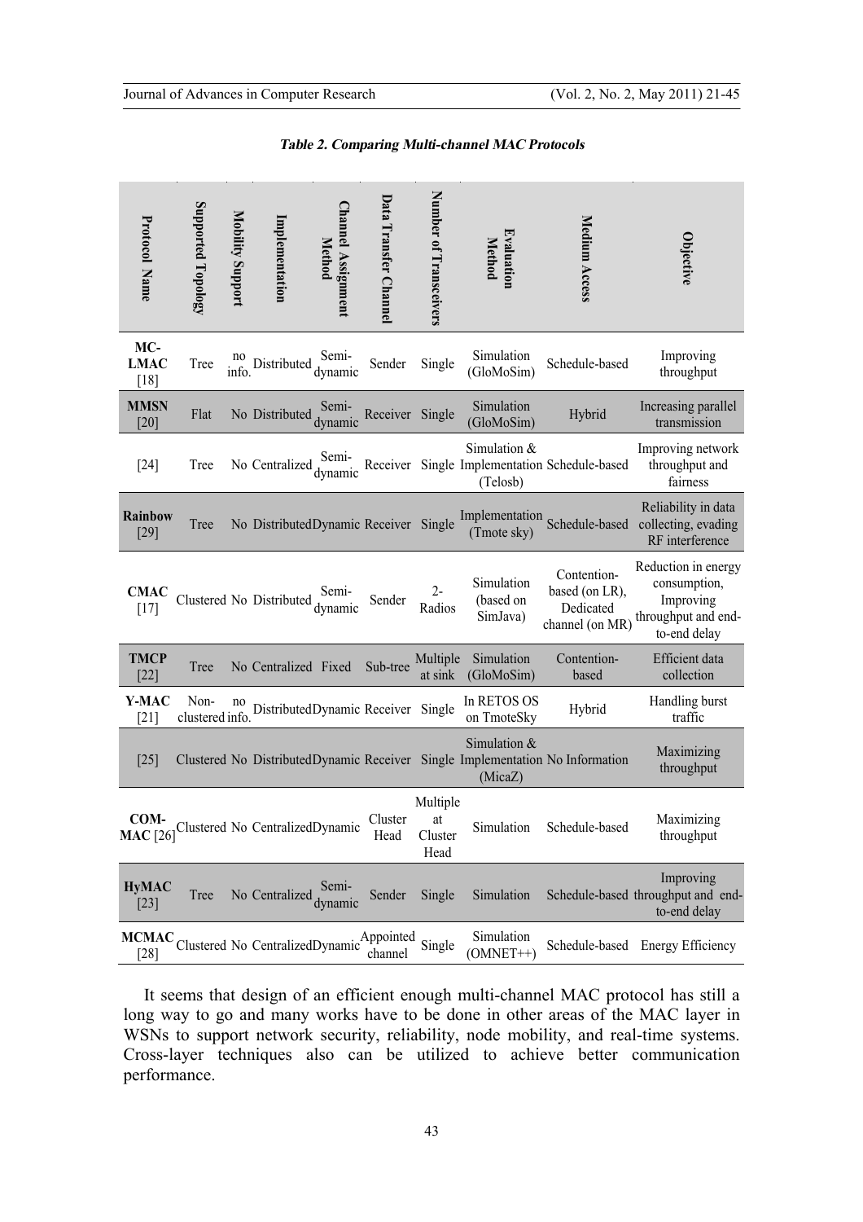***Table 2. Comparing Multi-channel MAC Protocols***

| Protocol Name | Supported Topology | Mobility Support | Implementation | Channel Assignment Method | Data Transfer Channel | Number of Transceivers | Evaluation Method | Medium Access | Objective |
|---|---|---|---|---|---|---|---|---|---|
| **MC-LMAC** [18] | Tree | no info. | Distributed | Semi-dynamic | Sender | Single | Simulation (GloMoSim) | Schedule-based | Improving throughput |
| **MMSN** [20] | Flat | No | Distributed | Semi-dynamic | Receiver | Single | Simulation (GloMoSim) | Hybrid | Increasing parallel transmission |
| [24] | Tree | No | Centralized | Semi-dynamic | Receiver | Single | Simulation & Implementation (Telosb) | Schedule-based | Improving network throughput and fairness |
| **Rainbow** [29] | Tree | No | Distributed | Dynamic | Receiver | Single | Implementation (Tmote sky) | Schedule-based | Reliability in data collecting, evading RF interference |
| **CMAC** [17] | Clustered | No | Distributed | Semi-dynamic | Sender | 2-Radios | Simulation (based on SimJava) | Contention-based (on LR), Dedicated channel (on MR) | Reduction in energy consumption, Improving throughput and end-to-end delay |
| **TMCP** [22] | Tree | No | Centralized | Fixed | Sub-tree | Multiple at sink | Simulation (GloMoSim) | Contention-based | Efficient data collection |
| **Y-MAC** [21] | Non-clustered | no info. | Distributed | Dynamic | Receiver | Single | In RETOS OS on TmoteSky | Hybrid | Handling burst traffic |
| [25] | Clustered | No | Distributed | Dynamic | Receiver | Single | Simulation & Implementation (MicaZ) | No Information | Maximizing throughput |
| **COM-MAC** [26] | Clustered | No | Centralized | Dynamic | Cluster Head | Multiple at Cluster Head | Simulation | Schedule-based | Maximizing throughput |
| **HyMAC** [23] | Tree | No | Centralized | Semi-dynamic | Sender | Single | Simulation | Schedule-based | Improving throughput and end-to-end delay |
| **MCMAC** [28] | Clustered | No | Centralized | Dynamic | Appointed channel | Single | Simulation (OMNET++) | Schedule-based | Energy Efficiency |

It seems that design of an efficient enough multi-channel MAC protocol has still a long way to go and many works have to be done in other areas of the MAC layer in WSNs to support network security, reliability, node mobility, and real-time systems. Cross-layer techniques also can be utilized to achieve better communication performance.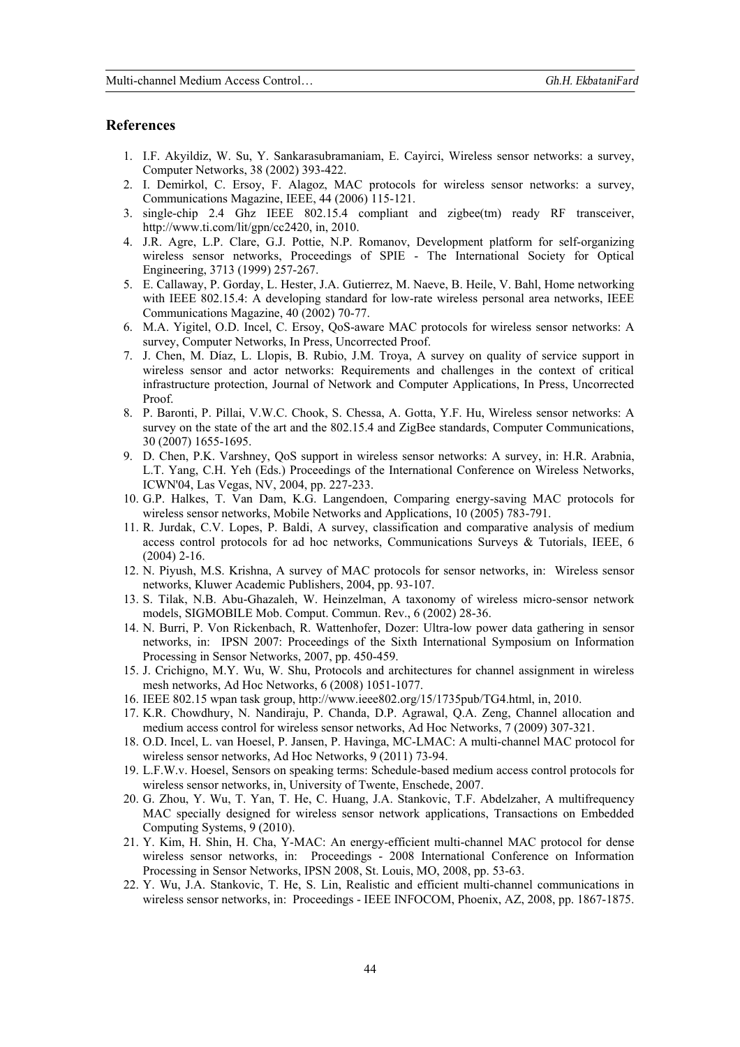## References

1. I.F. Akyildiz, W. Su, Y. Sankarasubramaniam, E. Cayirci, Wireless sensor networks: a survey, Computer Networks, 38 (2002) 393-422.
2. I. Demirkol, C. Ersoy, F. Alagoz, MAC protocols for wireless sensor networks: a survey, Communications Magazine, IEEE, 44 (2006) 115-121.
3. single-chip 2.4 Ghz IEEE 802.15.4 compliant and zigbee(tm) ready RF transceiver, http://www.ti.com/lit/gpn/cc2420, in, 2010.
4. J.R. Agre, L.P. Clare, G.J. Pottie, N.P. Romanov, Development platform for self-organizing wireless sensor networks, Proceedings of SPIE - The International Society for Optical Engineering, 3713 (1999) 257-267.
5. E. Callaway, P. Gorday, L. Hester, J.A. Gutierrez, M. Naeve, B. Heile, V. Bahl, Home networking with IEEE 802.15.4: A developing standard for low-rate wireless personal area networks, IEEE Communications Magazine, 40 (2002) 70-77.
6. M.A. Yigitel, O.D. Incel, C. Ersoy, QoS-aware MAC protocols for wireless sensor networks: A survey, Computer Networks, In Press, Uncorrected Proof.
7. J. Chen, M. Díaz, L. Llopis, B. Rubio, J.M. Troya, A survey on quality of service support in wireless sensor and actor networks: Requirements and challenges in the context of critical infrastructure protection, Journal of Network and Computer Applications, In Press, Uncorrected Proof.
8. P. Baronti, P. Pillai, V.W.C. Chook, S. Chessa, A. Gotta, Y.F. Hu, Wireless sensor networks: A survey on the state of the art and the 802.15.4 and ZigBee standards, Computer Communications, 30 (2007) 1655-1695.
9. D. Chen, P.K. Varshney, QoS support in wireless sensor networks: A survey, in: H.R. Arabnia, L.T. Yang, C.H. Yeh (Eds.) Proceedings of the International Conference on Wireless Networks, ICWN'04, Las Vegas, NV, 2004, pp. 227-233.
10. G.P. Halkes, T. Van Dam, K.G. Langendoen, Comparing energy-saving MAC protocols for wireless sensor networks, Mobile Networks and Applications, 10 (2005) 783-791.
11. R. Jurdak, C.V. Lopes, P. Baldi, A survey, classification and comparative analysis of medium access control protocols for ad hoc networks, Communications Surveys & Tutorials, IEEE, 6 (2004) 2-16.
12. N. Piyush, M.S. Krishna, A survey of MAC protocols for sensor networks, in: Wireless sensor networks, Kluwer Academic Publishers, 2004, pp. 93-107.
13. S. Tilak, N.B. Abu-Ghazaleh, W. Heinzelman, A taxonomy of wireless micro-sensor network models, SIGMOBILE Mob. Comput. Commun. Rev., 6 (2002) 28-36.
14. N. Burri, P. Von Rickenbach, R. Wattenhofer, Dozer: Ultra-low power data gathering in sensor networks, in: IPSN 2007: Proceedings of the Sixth International Symposium on Information Processing in Sensor Networks, 2007, pp. 450-459.
15. J. Crichigno, M.Y. Wu, W. Shu, Protocols and architectures for channel assignment in wireless mesh networks, Ad Hoc Networks, 6 (2008) 1051-1077.
16. IEEE 802.15 wpan task group, http://www.ieee802.org/15/1735pub/TG4.html, in, 2010.
17. K.R. Chowdhury, N. Nandiraju, P. Chanda, D.P. Agrawal, Q.A. Zeng, Channel allocation and medium access control for wireless sensor networks, Ad Hoc Networks, 7 (2009) 307-321.
18. O.D. Incel, L. van Hoesel, P. Jansen, P. Havinga, MC-LMAC: A multi-channel MAC protocol for wireless sensor networks, Ad Hoc Networks, 9 (2011) 73-94.
19. L.F.W.v. Hoesel, Sensors on speaking terms: Schedule-based medium access control protocols for wireless sensor networks, in, University of Twente, Enschede, 2007.
20. G. Zhou, Y. Wu, T. Yan, T. He, C. Huang, J.A. Stankovic, T.F. Abdelzaher, A multifrequency MAC specially designed for wireless sensor network applications, Transactions on Embedded Computing Systems, 9 (2010).
21. Y. Kim, H. Shin, H. Cha, Y-MAC: An energy-efficient multi-channel MAC protocol for dense wireless sensor networks, in: Proceedings - 2008 International Conference on Information Processing in Sensor Networks, IPSN 2008, St. Louis, MO, 2008, pp. 53-63.
22. Y. Wu, J.A. Stankovic, T. He, S. Lin, Realistic and efficient multi-channel communications in wireless sensor networks, in: Proceedings - IEEE INFOCOM, Phoenix, AZ, 2008, pp. 1867-1875.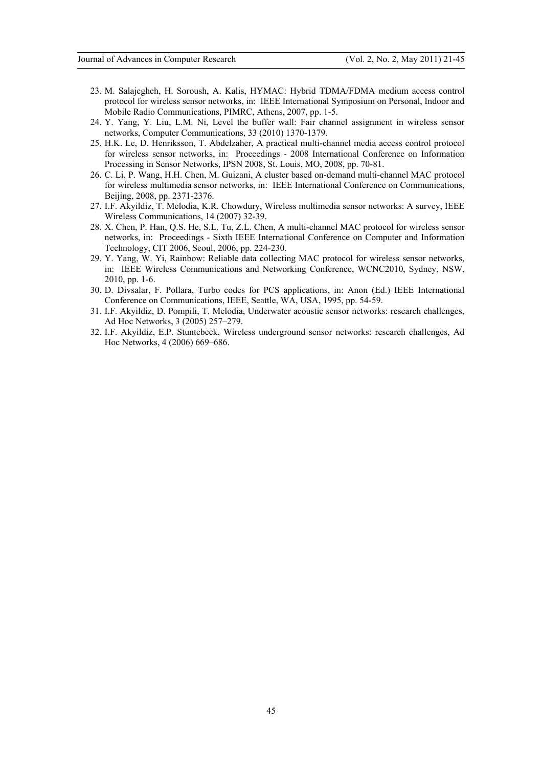23. M. Salajegheh, H. Soroush, A. Kalis, HYMAC: Hybrid TDMA/FDMA medium access control protocol for wireless sensor networks, in: IEEE International Symposium on Personal, Indoor and Mobile Radio Communications, PIMRC, Athens, 2007, pp. 1-5.
24. Y. Yang, Y. Liu, L.M. Ni, Level the buffer wall: Fair channel assignment in wireless sensor networks, Computer Communications, 33 (2010) 1370-1379.
25. H.K. Le, D. Henriksson, T. Abdelzaher, A practical multi-channel media access control protocol for wireless sensor networks, in: Proceedings - 2008 International Conference on Information Processing in Sensor Networks, IPSN 2008, St. Louis, MO, 2008, pp. 70-81.
26. C. Li, P. Wang, H.H. Chen, M. Guizani, A cluster based on-demand multi-channel MAC protocol for wireless multimedia sensor networks, in: IEEE International Conference on Communications, Beijing, 2008, pp. 2371-2376.
27. I.F. Akyildiz, T. Melodia, K.R. Chowdury, Wireless multimedia sensor networks: A survey, IEEE Wireless Communications, 14 (2007) 32-39.
28. X. Chen, P. Han, Q.S. He, S.L. Tu, Z.L. Chen, A multi-channel MAC protocol for wireless sensor networks, in: Proceedings - Sixth IEEE International Conference on Computer and Information Technology, CIT 2006, Seoul, 2006, pp. 224-230.
29. Y. Yang, W. Yi, Rainbow: Reliable data collecting MAC protocol for wireless sensor networks, in: IEEE Wireless Communications and Networking Conference, WCNC2010, Sydney, NSW, 2010, pp. 1-6.
30. D. Divsalar, F. Pollara, Turbo codes for PCS applications, in: Anon (Ed.) IEEE International Conference on Communications, IEEE, Seattle, WA, USA, 1995, pp. 54-59.
31. I.F. Akyildiz, D. Pompili, T. Melodia, Underwater acoustic sensor networks: research challenges, Ad Hoc Networks, 3 (2005) 257–279.
32. I.F. Akyildiz, E.P. Stuntebeck, Wireless underground sensor networks: research challenges, Ad Hoc Networks, 4 (2006) 669–686.